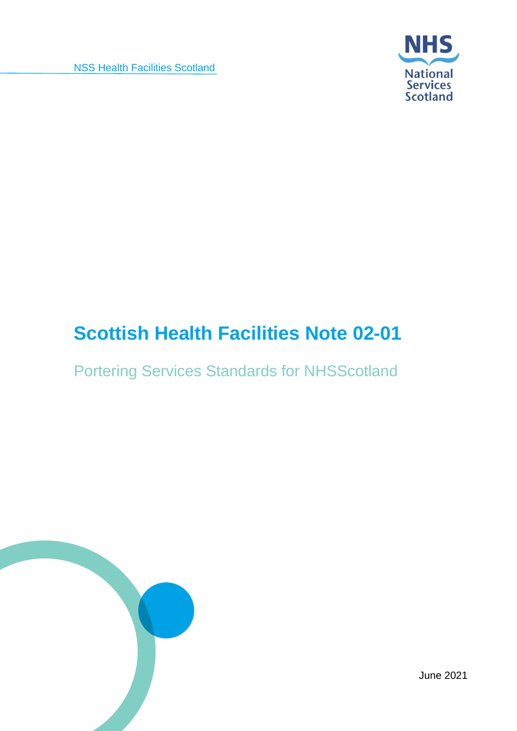NSS Health Facilities Scotland

NHS National Services Scotland

# Scottish Health Facilities Note 02-01

## Portering Services Standards for NHSScotland

June 2021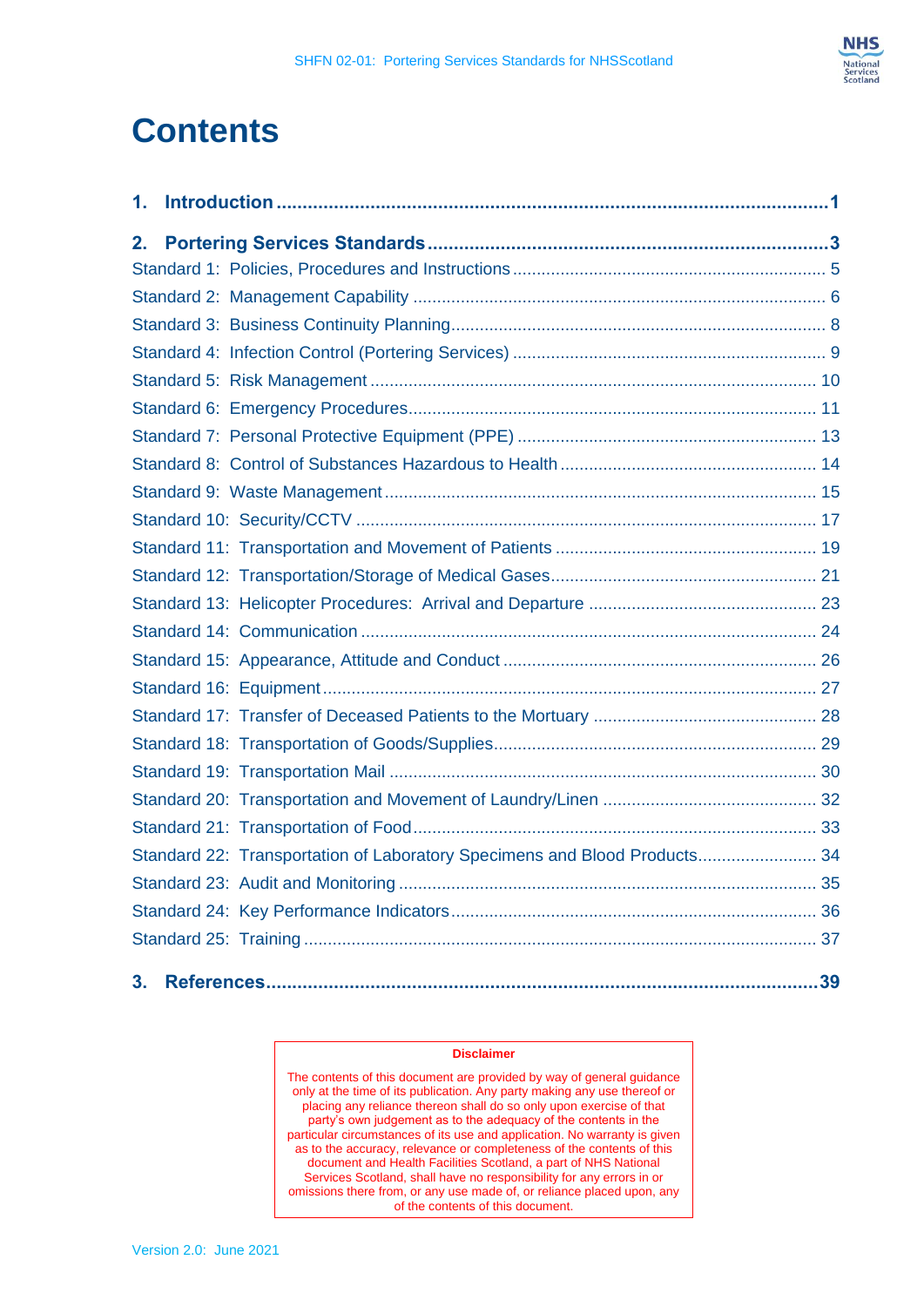# Contents

**1. Introduction** ........................................................................................................ **1**

**2. Portering Services Standards** ........................................................................... **3**

Standard 1: Policies, Procedures and Instructions ................................................................ 5

Standard 2: Management Capability ..................................................................................... 6

Standard 3: Business Continuity Planning ............................................................................. 8

Standard 4: Infection Control (Portering Services) ................................................................ 9

Standard 5: Risk Management ............................................................................................ 10

Standard 6: Emergency Procedures .................................................................................... 11

Standard 7: Personal Protective Equipment (PPE) .............................................................. 13

Standard 8: Control of Substances Hazardous to Health ..................................................... 14

Standard 9: Waste Management ......................................................................................... 15

Standard 10: Security/CCTV ................................................................................................ 17

Standard 11: Transportation and Movement of Patients ...................................................... 19

Standard 12: Transportation/Storage of Medical Gases ....................................................... 21

Standard 13: Helicopter Procedures: Arrival and Departure ............................................... 23

Standard 14: Communication ............................................................................................... 24

Standard 15: Appearance, Attitude and Conduct ................................................................. 26

Standard 16: Equipment ....................................................................................................... 27

Standard 17: Transfer of Deceased Patients to the Mortuary .............................................. 28

Standard 18: Transportation of Goods/Supplies ................................................................... 29

Standard 19: Transportation Mail ......................................................................................... 30

Standard 20: Transportation and Movement of Laundry/Linen ............................................ 32

Standard 21: Transportation of Food .................................................................................... 33

Standard 22: Transportation of Laboratory Specimens and Blood Products ......................... 34

Standard 23: Audit and Monitoring ....................................................................................... 35

Standard 24: Key Performance Indicators ............................................................................ 36

Standard 25: Training .......................................................................................................... 37

**3. References** ........................................................................................................ **39**

**Disclaimer**

The contents of this document are provided by way of general guidance only at the time of its publication. Any party making any use thereof or placing any reliance thereon shall do so only upon exercise of that party's own judgement as to the adequacy of the contents in the particular circumstances of its use and application. No warranty is given as to the accuracy, relevance or completeness of the contents of this document and Health Facilities Scotland, a part of NHS National Services Scotland, shall have no responsibility for any errors in or omissions there from, or any use made of, or reliance placed upon, any of the contents of this document.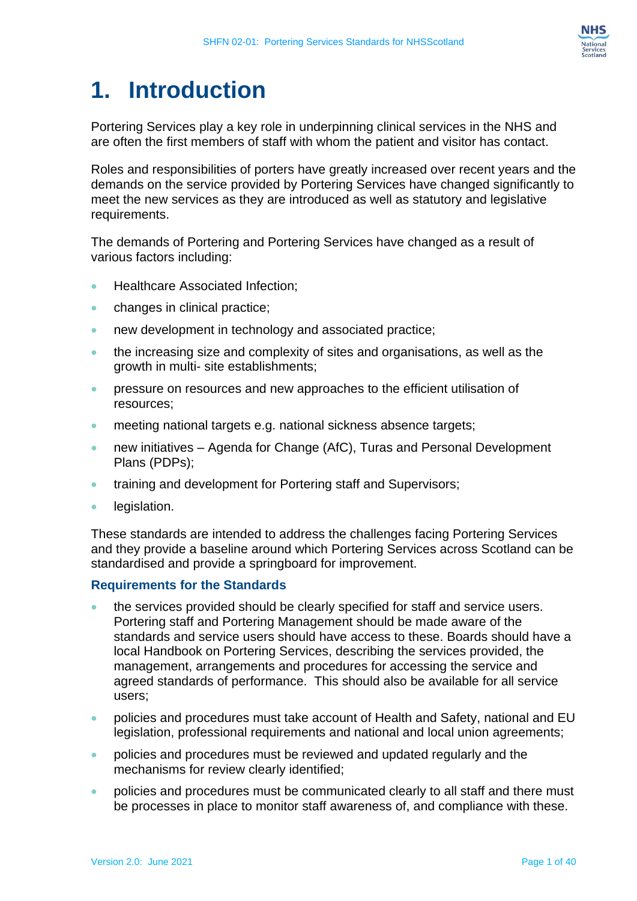# 1. Introduction

Portering Services play a key role in underpinning clinical services in the NHS and are often the first members of staff with whom the patient and visitor has contact.

Roles and responsibilities of porters have greatly increased over recent years and the demands on the service provided by Portering Services have changed significantly to meet the new services as they are introduced as well as statutory and legislative requirements.

The demands of Portering and Portering Services have changed as a result of various factors including:

- Healthcare Associated Infection;
- changes in clinical practice;
- new development in technology and associated practice;
- the increasing size and complexity of sites and organisations, as well as the growth in multi- site establishments;
- pressure on resources and new approaches to the efficient utilisation of resources;
- meeting national targets e.g. national sickness absence targets;
- new initiatives – Agenda for Change (AfC), Turas and Personal Development Plans (PDPs);
- training and development for Portering staff and Supervisors;
- legislation.

These standards are intended to address the challenges facing Portering Services and they provide a baseline around which Portering Services across Scotland can be standardised and provide a springboard for improvement.

### Requirements for the Standards

- the services provided should be clearly specified for staff and service users. Portering staff and Portering Management should be made aware of the standards and service users should have access to these. Boards should have a local Handbook on Portering Services, describing the services provided, the management, arrangements and procedures for accessing the service and agreed standards of performance. This should also be available for all service users;
- policies and procedures must take account of Health and Safety, national and EU legislation, professional requirements and national and local union agreements;
- policies and procedures must be reviewed and updated regularly and the mechanisms for review clearly identified;
- policies and procedures must be communicated clearly to all staff and there must be processes in place to monitor staff awareness of, and compliance with these.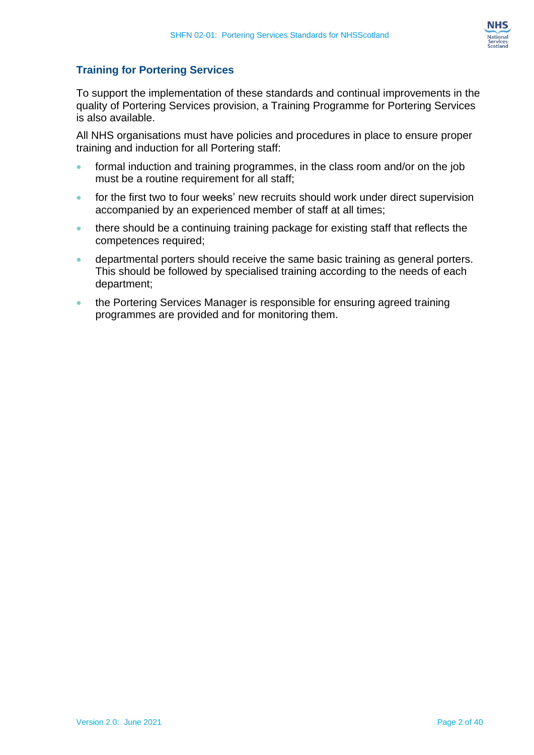## Training for Portering Services

To support the implementation of these standards and continual improvements in the quality of Portering Services provision, a Training Programme for Portering Services is also available.

All NHS organisations must have policies and procedures in place to ensure proper training and induction for all Portering staff:

- formal induction and training programmes, in the class room and/or on the job must be a routine requirement for all staff;
- for the first two to four weeks' new recruits should work under direct supervision accompanied by an experienced member of staff at all times;
- there should be a continuing training package for existing staff that reflects the competences required;
- departmental porters should receive the same basic training as general porters. This should be followed by specialised training according to the needs of each department;
- the Portering Services Manager is responsible for ensuring agreed training programmes are provided and for monitoring them.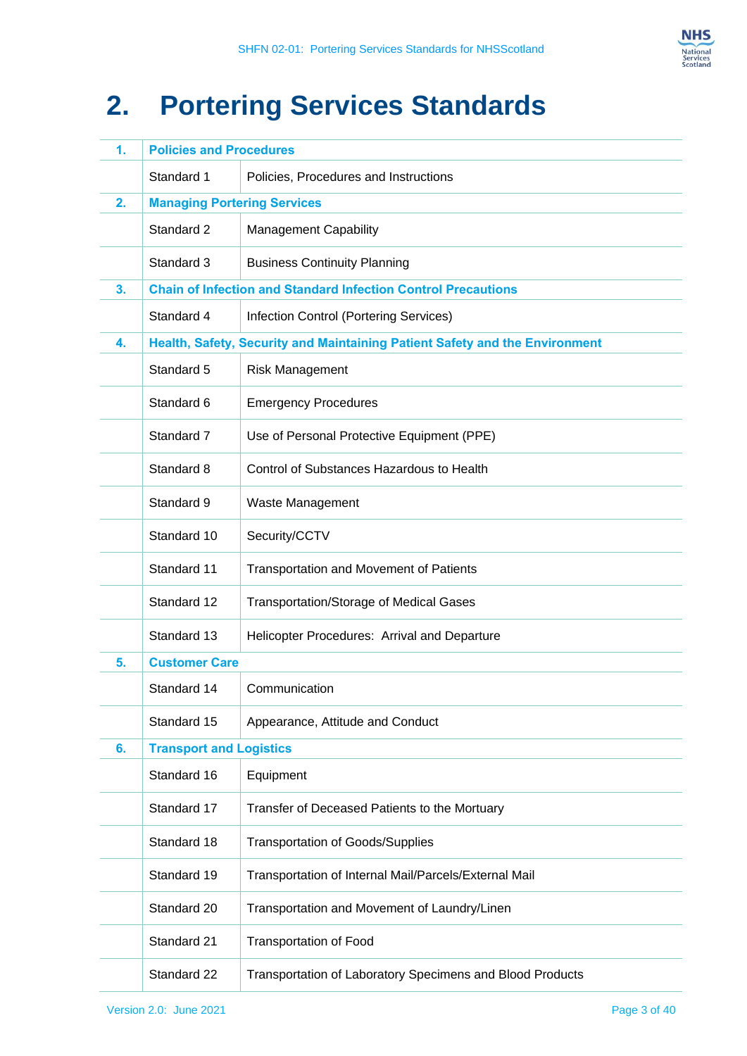# 2. Portering Services Standards

| | | |
|---|---|---|
| **1.** | **Policies and Procedures** | |
| | Standard 1 | Policies, Procedures and Instructions |
| **2.** | **Managing Portering Services** | |
| | Standard 2 | Management Capability |
| | Standard 3 | Business Continuity Planning |
| **3.** | **Chain of Infection and Standard Infection Control Precautions** | |
| | Standard 4 | Infection Control (Portering Services) |
| **4.** | **Health, Safety, Security and Maintaining Patient Safety and the Environment** | |
| | Standard 5 | Risk Management |
| | Standard 6 | Emergency Procedures |
| | Standard 7 | Use of Personal Protective Equipment (PPE) |
| | Standard 8 | Control of Substances Hazardous to Health |
| | Standard 9 | Waste Management |
| | Standard 10 | Security/CCTV |
| | Standard 11 | Transportation and Movement of Patients |
| | Standard 12 | Transportation/Storage of Medical Gases |
| | Standard 13 | Helicopter Procedures: Arrival and Departure |
| **5.** | **Customer Care** | |
| | Standard 14 | Communication |
| | Standard 15 | Appearance, Attitude and Conduct |
| **6.** | **Transport and Logistics** | |
| | Standard 16 | Equipment |
| | Standard 17 | Transfer of Deceased Patients to the Mortuary |
| | Standard 18 | Transportation of Goods/Supplies |
| | Standard 19 | Transportation of Internal Mail/Parcels/External Mail |
| | Standard 20 | Transportation and Movement of Laundry/Linen |
| | Standard 21 | Transportation of Food |
| | Standard 22 | Transportation of Laboratory Specimens and Blood Products |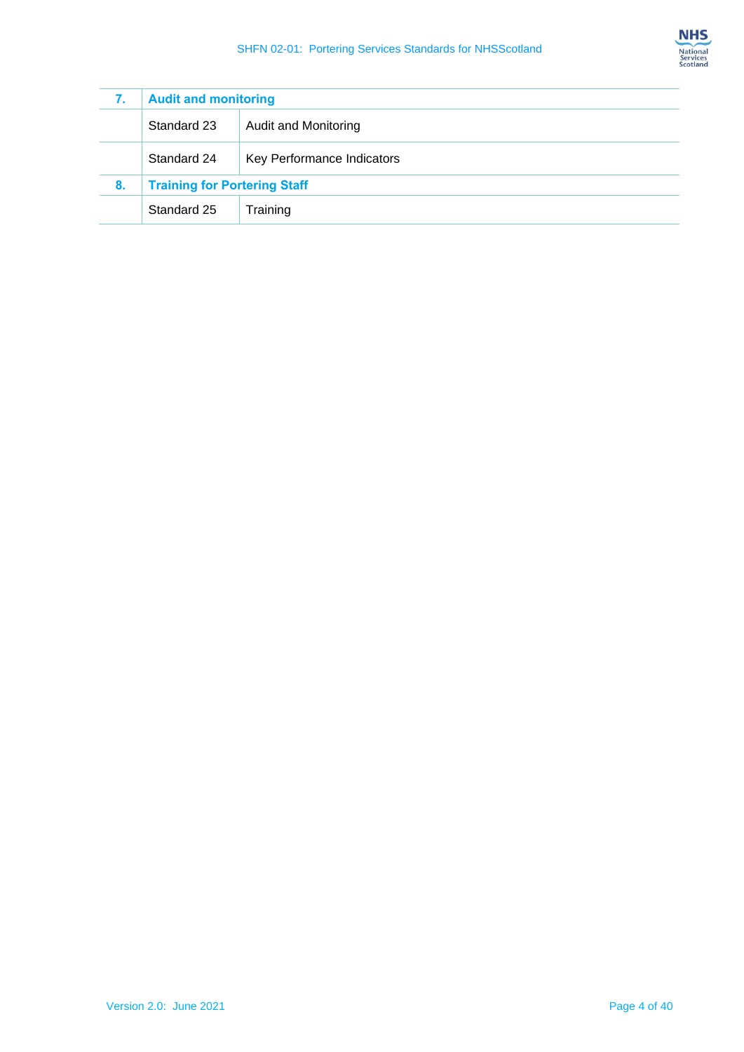| 7. | Audit and monitoring | |
|---|---|---|
| | Standard 23 | Audit and Monitoring |
| | Standard 24 | Key Performance Indicators |
| 8. | Training for Portering Staff | |
| | Standard 25 | Training |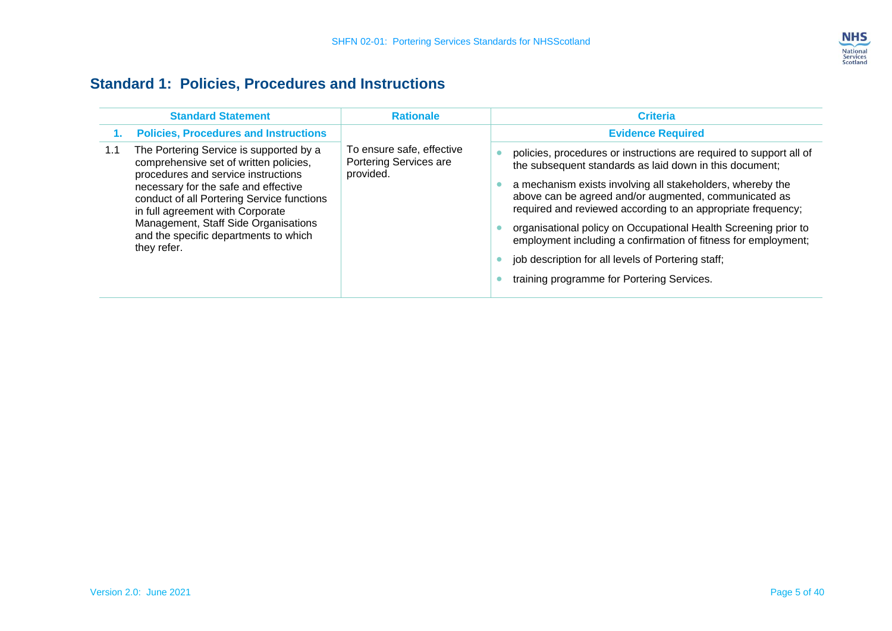## Standard 1: Policies, Procedures and Instructions

| Standard Statement | | Rationale | Criteria |
|---|---|---|---|
| **1.** | **Policies, Procedures and Instructions** | | **Evidence Required** |
| 1.1 | The Portering Service is supported by a comprehensive set of written policies, procedures and service instructions necessary for the safe and effective conduct of all Portering Service functions in full agreement with Corporate Management, Staff Side Organisations and the specific departments to which they refer. | To ensure safe, effective Portering Services are provided. | • policies, procedures or instructions are required to support all of the subsequent standards as laid down in this document;<br>• a mechanism exists involving all stakeholders, whereby the above can be agreed and/or augmented, communicated as required and reviewed according to an appropriate frequency;<br>• organisational policy on Occupational Health Screening prior to employment including a confirmation of fitness for employment;<br>• job description for all levels of Portering staff;<br>• training programme for Portering Services. |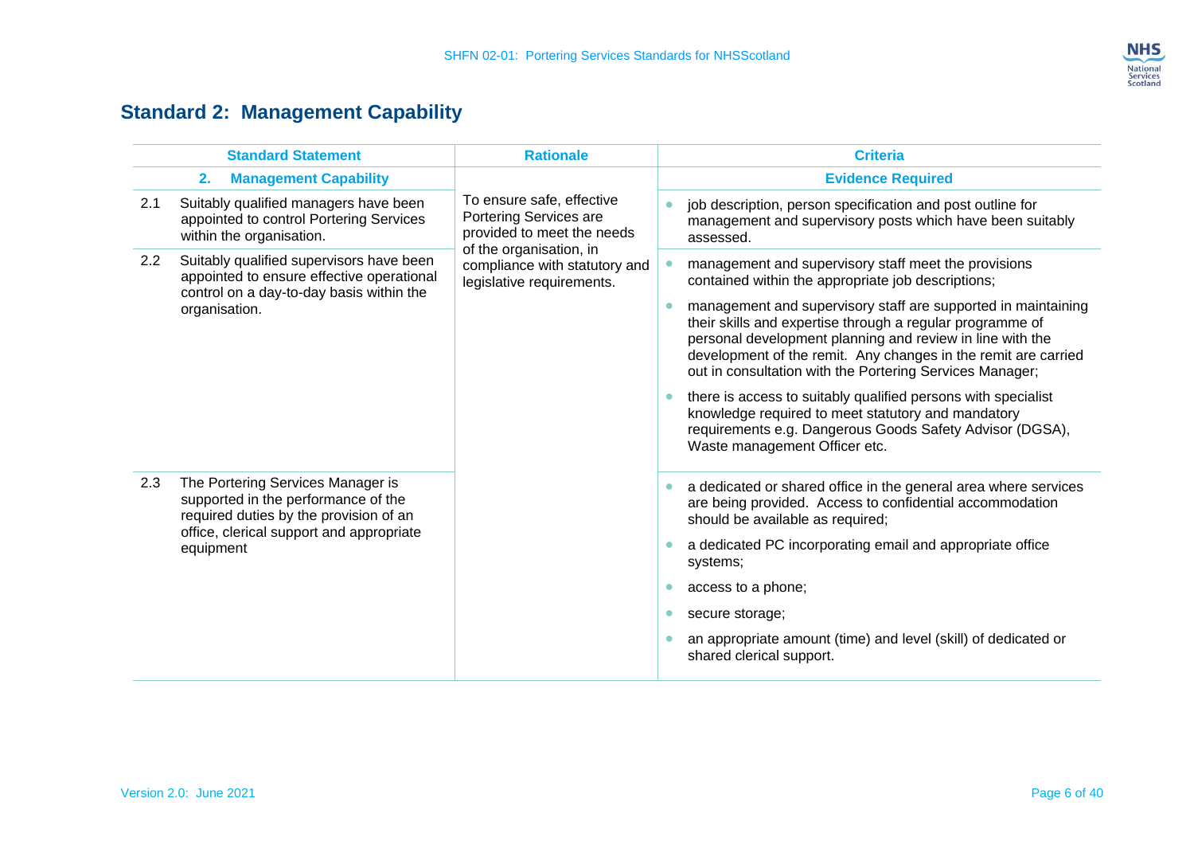## Standard 2: Management Capability

| Standard Statement | Rationale | Criteria |
|---|---|---|
| **2. Management Capability** | | **Evidence Required** |
| 2.1 Suitably qualified managers have been appointed to control Portering Services within the organisation. | To ensure safe, effective Portering Services are provided to meet the needs of the organisation, in compliance with statutory and legislative requirements. | • job description, person specification and post outline for management and supervisory posts which have been suitably assessed. |
| 2.2 Suitably qualified supervisors have been appointed to ensure effective operational control on a day-to-day basis within the organisation. | | • management and supervisory staff meet the provisions contained within the appropriate job descriptions;<br>• management and supervisory staff are supported in maintaining their skills and expertise through a regular programme of personal development planning and review in line with the development of the remit. Any changes in the remit are carried out in consultation with the Portering Services Manager;<br>• there is access to suitably qualified persons with specialist knowledge required to meet statutory and mandatory requirements e.g. Dangerous Goods Safety Advisor (DGSA), Waste management Officer etc. |
| 2.3 The Portering Services Manager is supported in the performance of the required duties by the provision of an office, clerical support and appropriate equipment | | • a dedicated or shared office in the general area where services are being provided. Access to confidential accommodation should be available as required;<br>• a dedicated PC incorporating email and appropriate office systems;<br>• access to a phone;<br>• secure storage;<br>• an appropriate amount (time) and level (skill) of dedicated or shared clerical support. |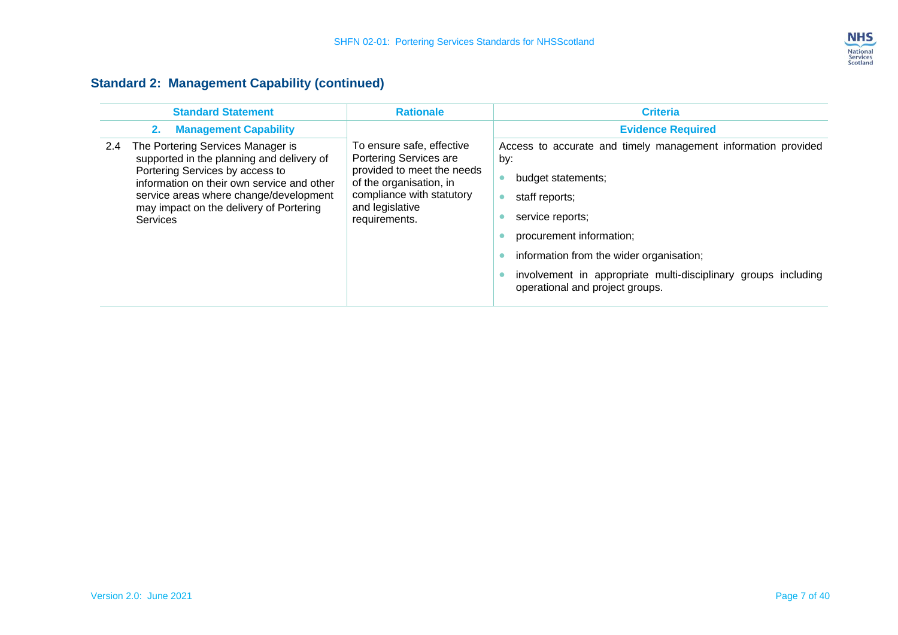## Standard 2: Management Capability (continued)

| Standard Statement | Rationale | Criteria |
|---|---|---|
| **2. Management Capability** | | **Evidence Required** |
| 2.4 The Portering Services Manager is supported in the planning and delivery of Portering Services by access to information on their own service and other service areas where change/development may impact on the delivery of Portering Services | To ensure safe, effective Portering Services are provided to meet the needs of the organisation, in compliance with statutory and legislative requirements. | Access to accurate and timely management information provided by: <br>• budget statements; <br>• staff reports; <br>• service reports; <br>• procurement information; <br>• information from the wider organisation; <br>• involvement in appropriate multi-disciplinary groups including operational and project groups. |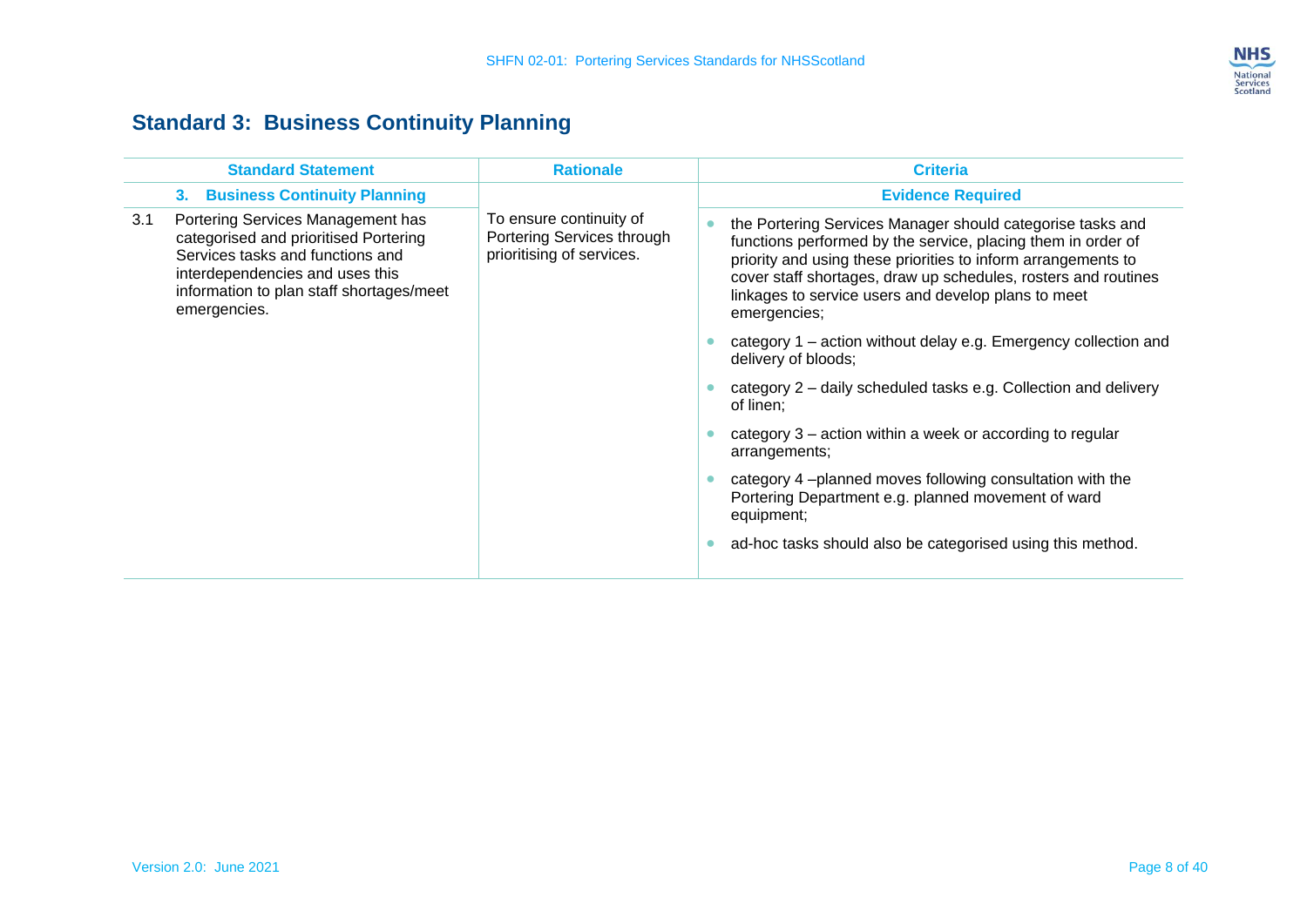## Standard 3: Business Continuity Planning

| Standard Statement | | Rationale | Criteria |
|---|---|---|---|
| | **3. Business Continuity Planning** | | **Evidence Required** |
| 3.1 | Portering Services Management has categorised and prioritised Portering Services tasks and functions and interdependencies and uses this information to plan staff shortages/meet emergencies. | To ensure continuity of Portering Services through prioritising of services. | • the Portering Services Manager should categorise tasks and functions performed by the service, placing them in order of priority and using these priorities to inform arrangements to cover staff shortages, draw up schedules, rosters and routines linkages to service users and develop plans to meet emergencies;<br>• category 1 – action without delay e.g. Emergency collection and delivery of bloods;<br>• category 2 – daily scheduled tasks e.g. Collection and delivery of linen;<br>• category 3 – action within a week or according to regular arrangements;<br>• category 4 –planned moves following consultation with the Portering Department e.g. planned movement of ward equipment;<br>• ad-hoc tasks should also be categorised using this method. |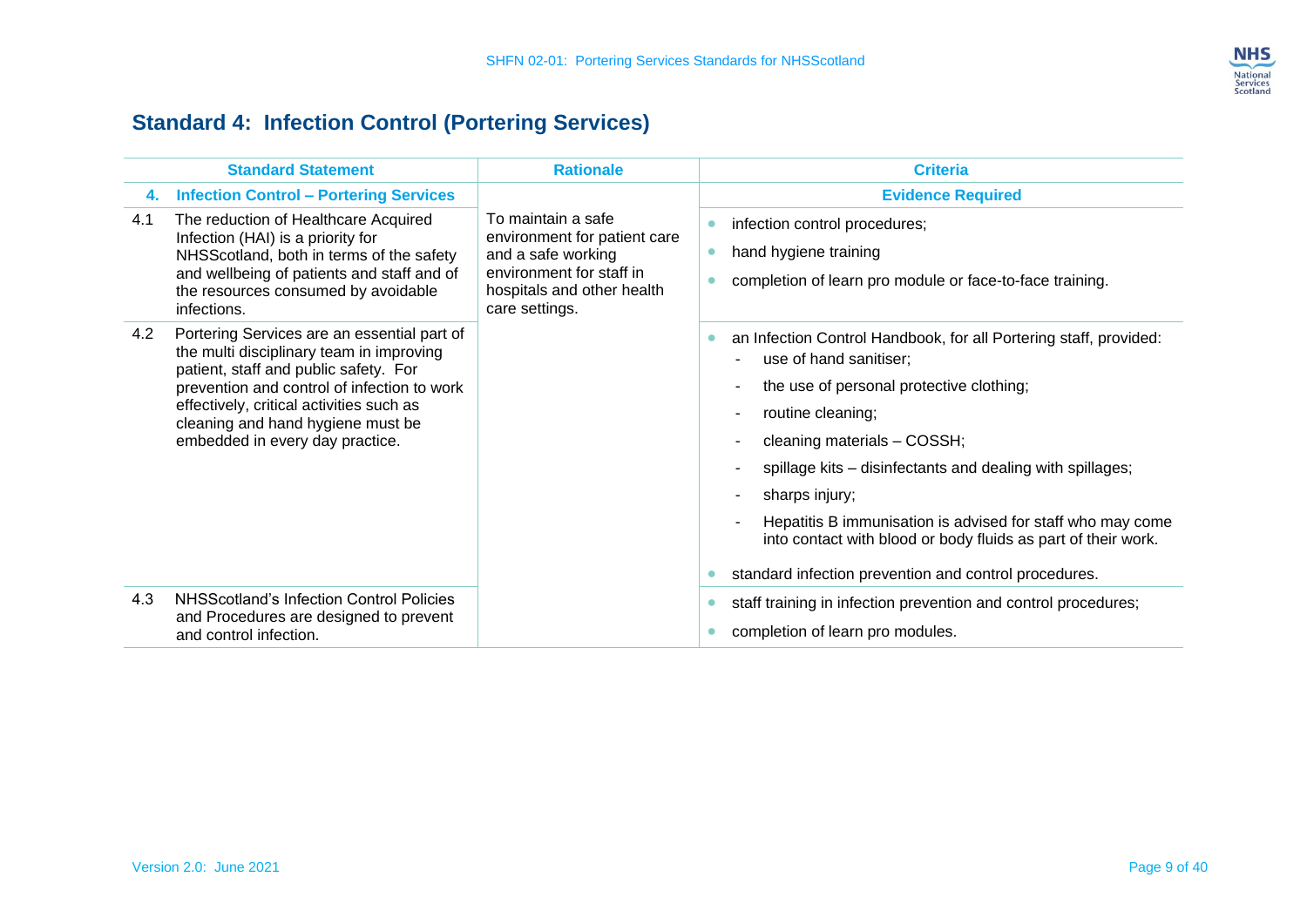## Standard 4: Infection Control (Portering Services)

| Standard Statement | Rationale | Criteria |
|---|---|---|
| **4. Infection Control – Portering Services** | | **Evidence Required** |
| 4.1 The reduction of Healthcare Acquired Infection (HAI) is a priority for NHSScotland, both in terms of the safety and wellbeing of patients and staff and of the resources consumed by avoidable infections. | To maintain a safe environment for patient care and a safe working environment for staff in hospitals and other health care settings. | • infection control procedures;<br>• hand hygiene training<br>• completion of learn pro module or face-to-face training. |
| 4.2 Portering Services are an essential part of the multi disciplinary team in improving patient, staff and public safety. For prevention and control of infection to work effectively, critical activities such as cleaning and hand hygiene must be embedded in every day practice. | | • an Infection Control Handbook, for all Portering staff, provided:<br>- use of hand sanitiser;<br>- the use of personal protective clothing;<br>- routine cleaning;<br>- cleaning materials – COSSH;<br>- spillage kits – disinfectants and dealing with spillages;<br>- sharps injury;<br>- Hepatitis B immunisation is advised for staff who may come into contact with blood or body fluids as part of their work.<br>• standard infection prevention and control procedures. |
| 4.3 NHSScotland's Infection Control Policies and Procedures are designed to prevent and control infection. | | • staff training in infection prevention and control procedures;<br>• completion of learn pro modules. |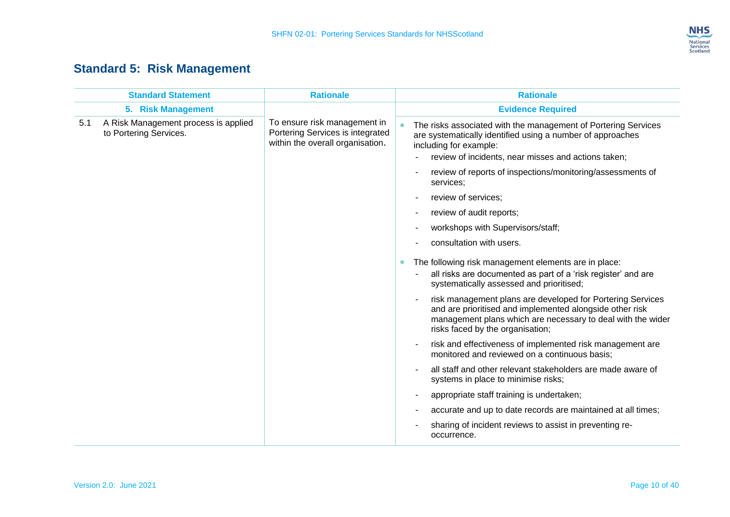## Standard 5: Risk Management

| Standard Statement | Rationale | Rationale |
|---|---|---|
| **5. Risk Management** | | **Evidence Required** |
| 5.1 A Risk Management process is applied to Portering Services. | To ensure risk management in Portering Services is integrated within the overall organisation. | • The risks associated with the management of Portering Services are systematically identified using a number of approaches including for example:<br>- review of incidents, near misses and actions taken;<br>- review of reports of inspections/monitoring/assessments of services;<br>- review of services;<br>- review of audit reports;<br>- workshops with Supervisors/staff;<br>- consultation with users.<br>• The following risk management elements are in place:<br>- all risks are documented as part of a 'risk register' and are systematically assessed and prioritised;<br>- risk management plans are developed for Portering Services and are prioritised and implemented alongside other risk management plans which are necessary to deal with the wider risks faced by the organisation;<br>- risk and effectiveness of implemented risk management are monitored and reviewed on a continuous basis;<br>- all staff and other relevant stakeholders are made aware of systems in place to minimise risks;<br>- appropriate staff training is undertaken;<br>- accurate and up to date records are maintained at all times;<br>- sharing of incident reviews to assist in preventing re-occurrence. |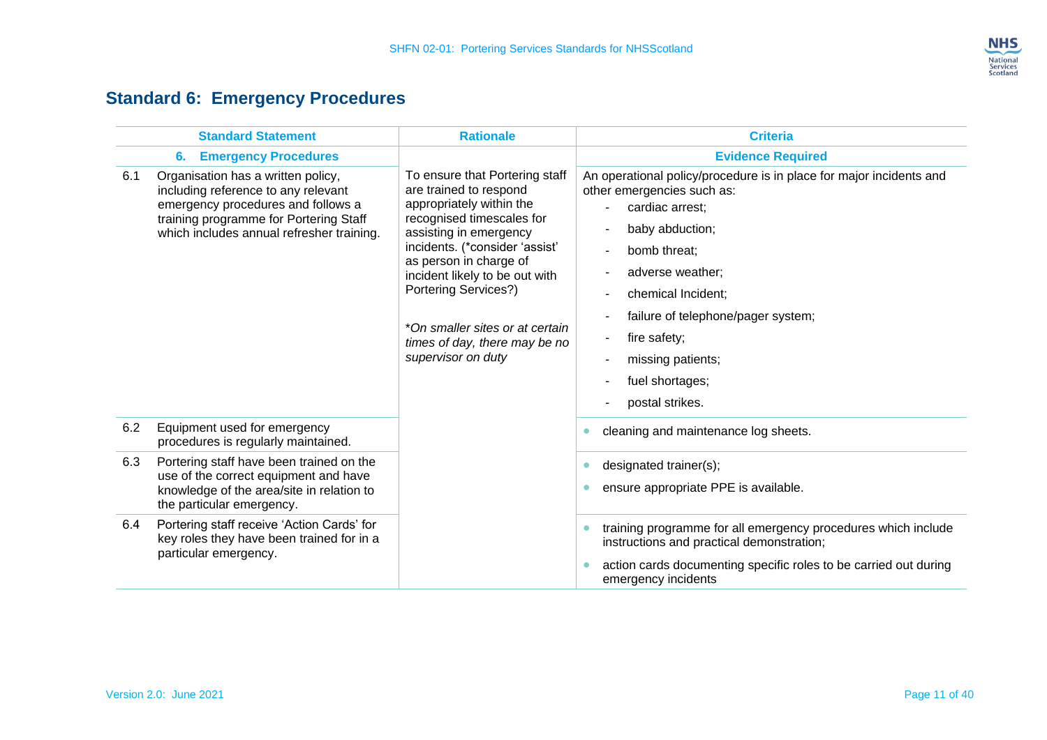## Standard 6: Emergency Procedures

| Standard Statement | | Rationale | Criteria |
|---|---|---|---|
| **6.** | **Emergency Procedures** | | **Evidence Required** |
| 6.1 | Organisation has a written policy, including reference to any relevant emergency procedures and follows a training programme for Portering Staff which includes annual refresher training. | To ensure that Portering staff are trained to respond appropriately within the recognised timescales for assisting in emergency incidents. (*consider 'assist' as person in charge of incident likely to be out with Portering Services?)<br><br>**On smaller sites or at certain times of day, there may be no supervisor on duty* | An operational policy/procedure is in place for major incidents and other emergencies such as:<br>- cardiac arrest;<br>- baby abduction;<br>- bomb threat;<br>- adverse weather;<br>- chemical Incident;<br>- failure of telephone/pager system;<br>- fire safety;<br>- missing patients;<br>- fuel shortages;<br>- postal strikes. |
| 6.2 | Equipment used for emergency procedures is regularly maintained. | | • cleaning and maintenance log sheets. |
| 6.3 | Portering staff have been trained on the use of the correct equipment and have knowledge of the area/site in relation to the particular emergency. | | • designated trainer(s);<br>• ensure appropriate PPE is available. |
| 6.4 | Portering staff receive 'Action Cards' for key roles they have been trained for in a particular emergency. | | • training programme for all emergency procedures which include instructions and practical demonstration;<br>• action cards documenting specific roles to be carried out during emergency incidents |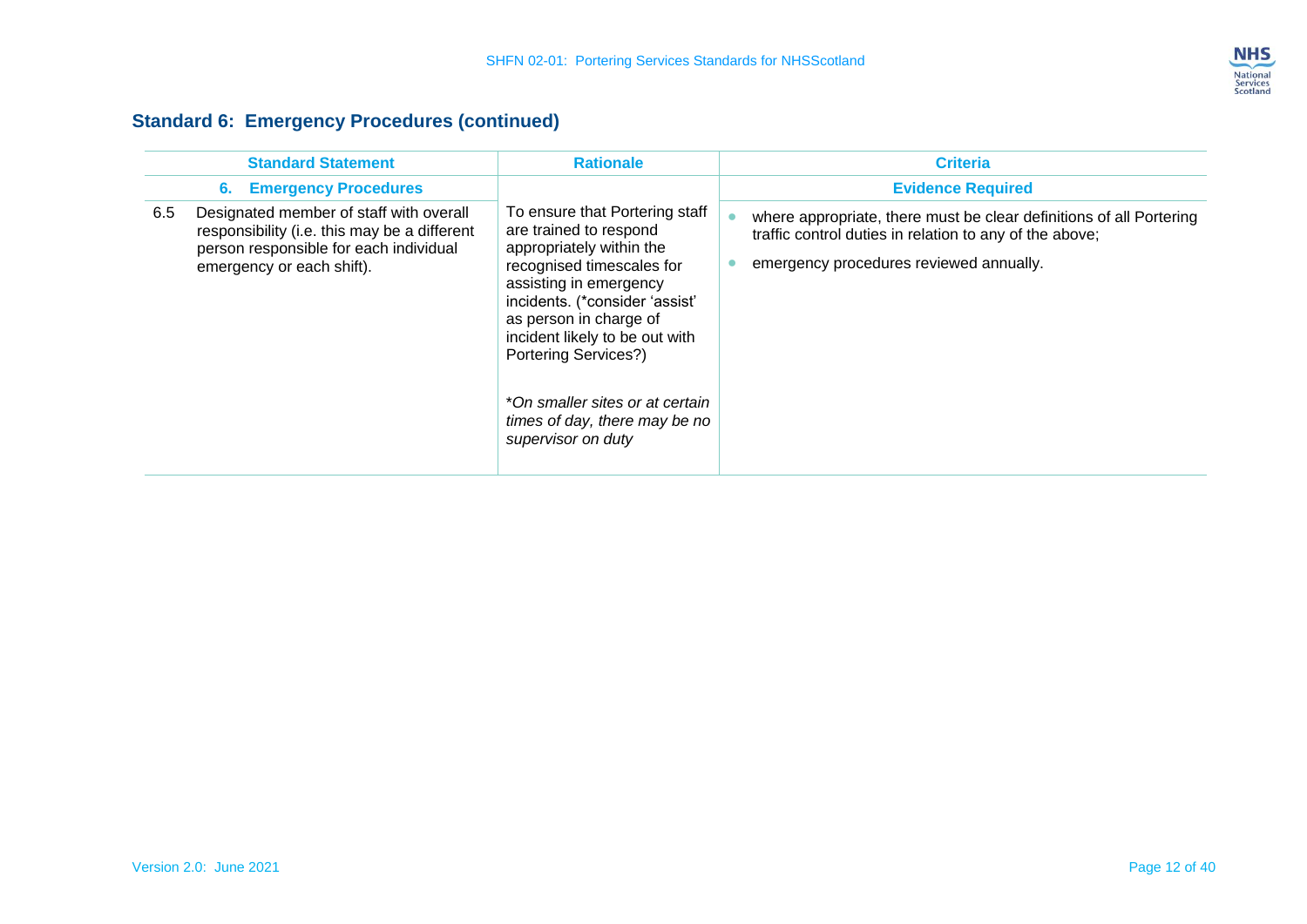## Standard 6: Emergency Procedures (continued)

| Standard Statement | Rationale | Criteria |
|---|---|---|
| **6. Emergency Procedures** | | **Evidence Required** |
| 6.5 Designated member of staff with overall responsibility (i.e. this may be a different person responsible for each individual emergency or each shift). | To ensure that Portering staff are trained to respond appropriately within the recognised timescales for assisting in emergency incidents. (*consider 'assist' as person in charge of incident likely to be out with Portering Services?)<br><br>**On smaller sites or at certain times of day, there may be no supervisor on duty* | • where appropriate, there must be clear definitions of all Portering traffic control duties in relation to any of the above;<br>• emergency procedures reviewed annually. |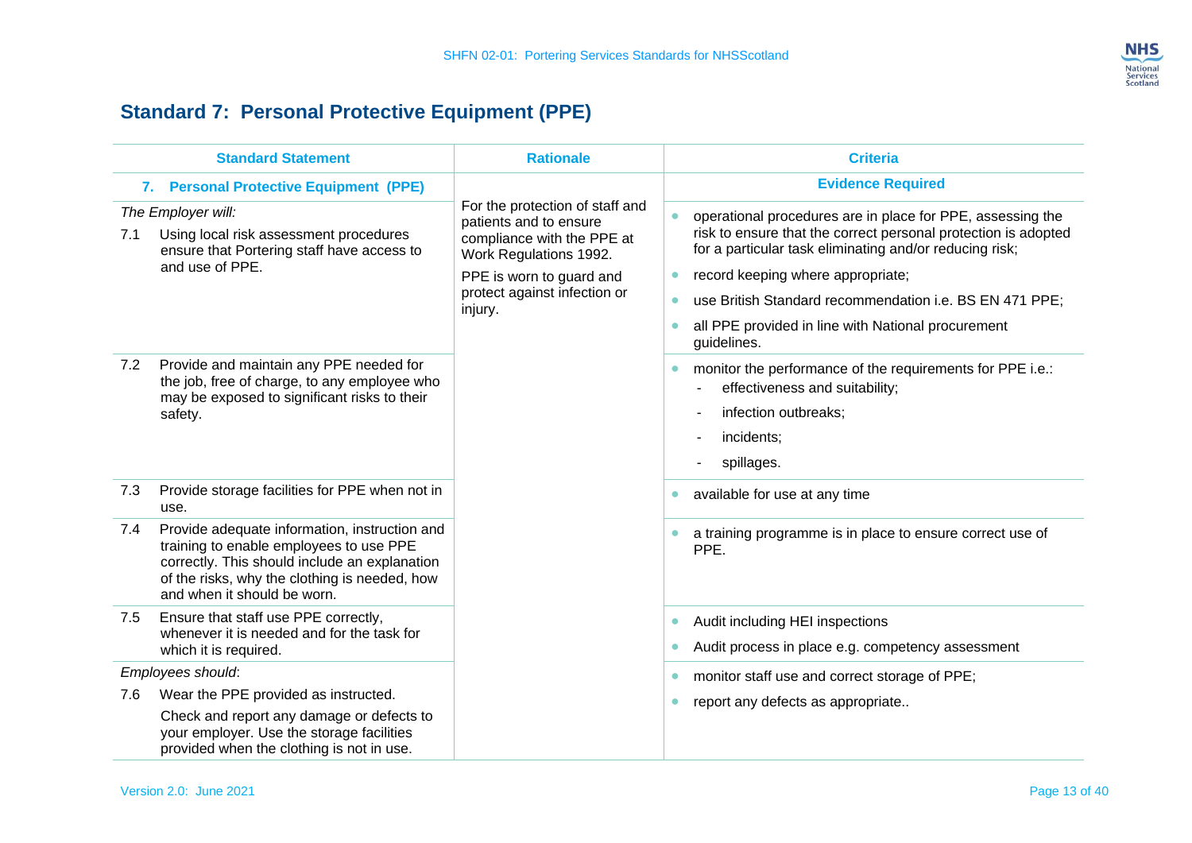## Standard 7: Personal Protective Equipment (PPE)

| Standard Statement | Rationale | Criteria |
|---|---|---|
| **7. Personal Protective Equipment (PPE)** | | **Evidence Required** |
| *The Employer will:*<br>7.1 Using local risk assessment procedures ensure that Portering staff have access to and use of PPE. | For the protection of staff and patients and to ensure compliance with the PPE at Work Regulations 1992.<br>PPE is worn to guard and protect against infection or injury. | • operational procedures are in place for PPE, assessing the risk to ensure that the correct personal protection is adopted for a particular task eliminating and/or reducing risk;<br>• record keeping where appropriate;<br>• use British Standard recommendation i.e. BS EN 471 PPE;<br>• all PPE provided in line with National procurement guidelines. |
| 7.2 Provide and maintain any PPE needed for the job, free of charge, to any employee who may be exposed to significant risks to their safety. | | • monitor the performance of the requirements for PPE i.e.:<br>- effectiveness and suitability;<br>- infection outbreaks;<br>- incidents;<br>- spillages. |
| 7.3 Provide storage facilities for PPE when not in use. | | • available for use at any time |
| 7.4 Provide adequate information, instruction and training to enable employees to use PPE correctly. This should include an explanation of the risks, why the clothing is needed, how and when it should be worn. | | • a training programme is in place to ensure correct use of PPE. |
| 7.5 Ensure that staff use PPE correctly, whenever it is needed and for the task for which it is required. | | • Audit including HEI inspections<br>• Audit process in place e.g. competency assessment |
| *Employees should*:<br>7.6 Wear the PPE provided as instructed.<br>Check and report any damage or defects to your employer. Use the storage facilities provided when the clothing is not in use. | | • monitor staff use and correct storage of PPE;<br>• report any defects as appropriate.. |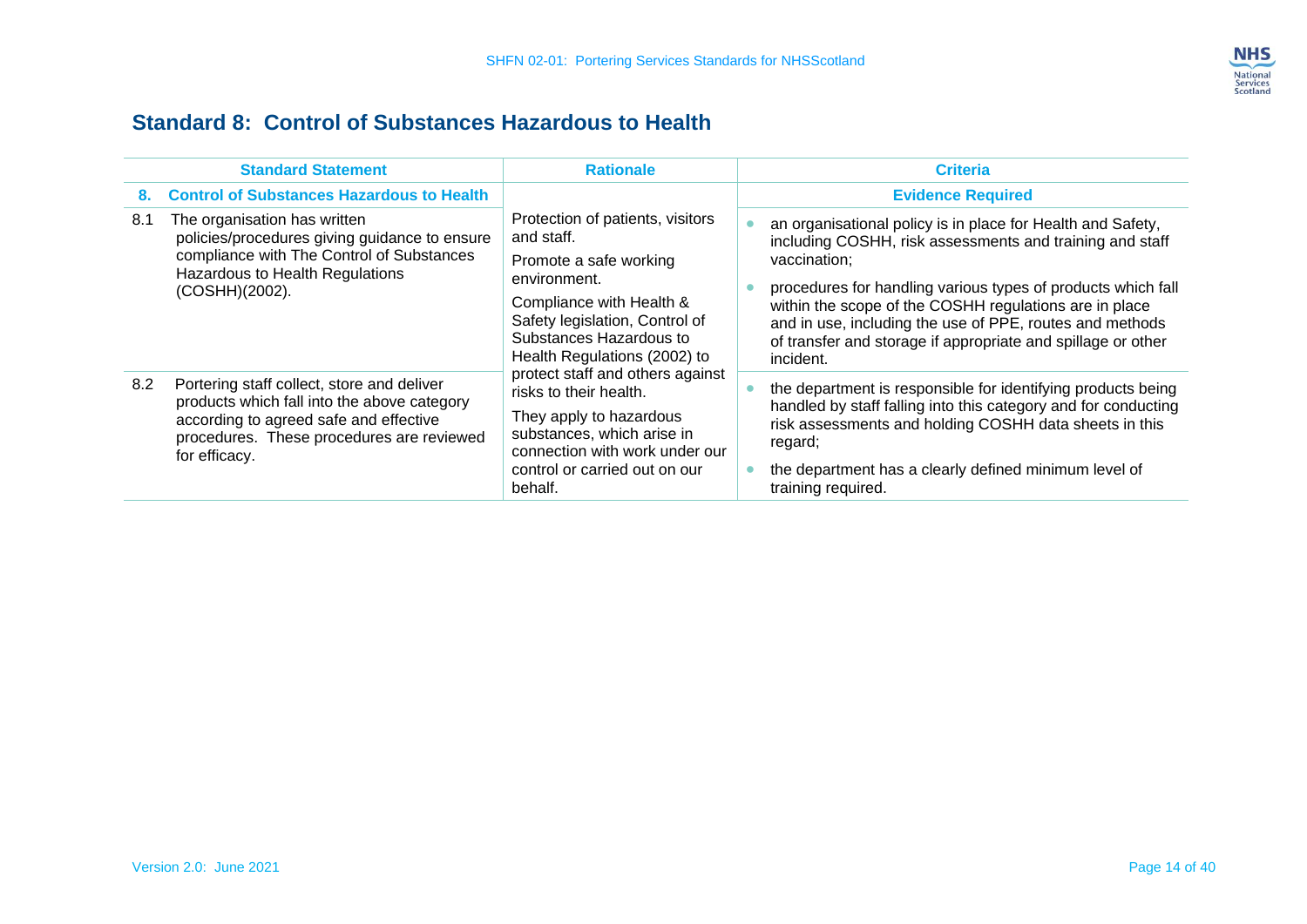## Standard 8: Control of Substances Hazardous to Health

| Standard Statement | Rationale | Criteria |
|---|---|---|
| **8. Control of Substances Hazardous to Health** | | **Evidence Required** |
| 8.1 The organisation has written policies/procedures giving guidance to ensure compliance with The Control of Substances Hazardous to Health Regulations (COSHH)(2002). | Protection of patients, visitors and staff.<br>Promote a safe working environment.<br>Compliance with Health & Safety legislation, Control of Substances Hazardous to Health Regulations (2002) to protect staff and others against risks to their health.<br>They apply to hazardous substances, which arise in connection with work under our control or carried out on our behalf. | • an organisational policy is in place for Health and Safety, including COSHH, risk assessments and training and staff vaccination;<br>• procedures for handling various types of products which fall within the scope of the COSHH regulations are in place and in use, including the use of PPE, routes and methods of transfer and storage if appropriate and spillage or other incident. |
| 8.2 Portering staff collect, store and deliver products which fall into the above category according to agreed safe and effective procedures. These procedures are reviewed for efficacy. | | • the department is responsible for identifying products being handled by staff falling into this category and for conducting risk assessments and holding COSHH data sheets in this regard;<br>• the department has a clearly defined minimum level of training required. |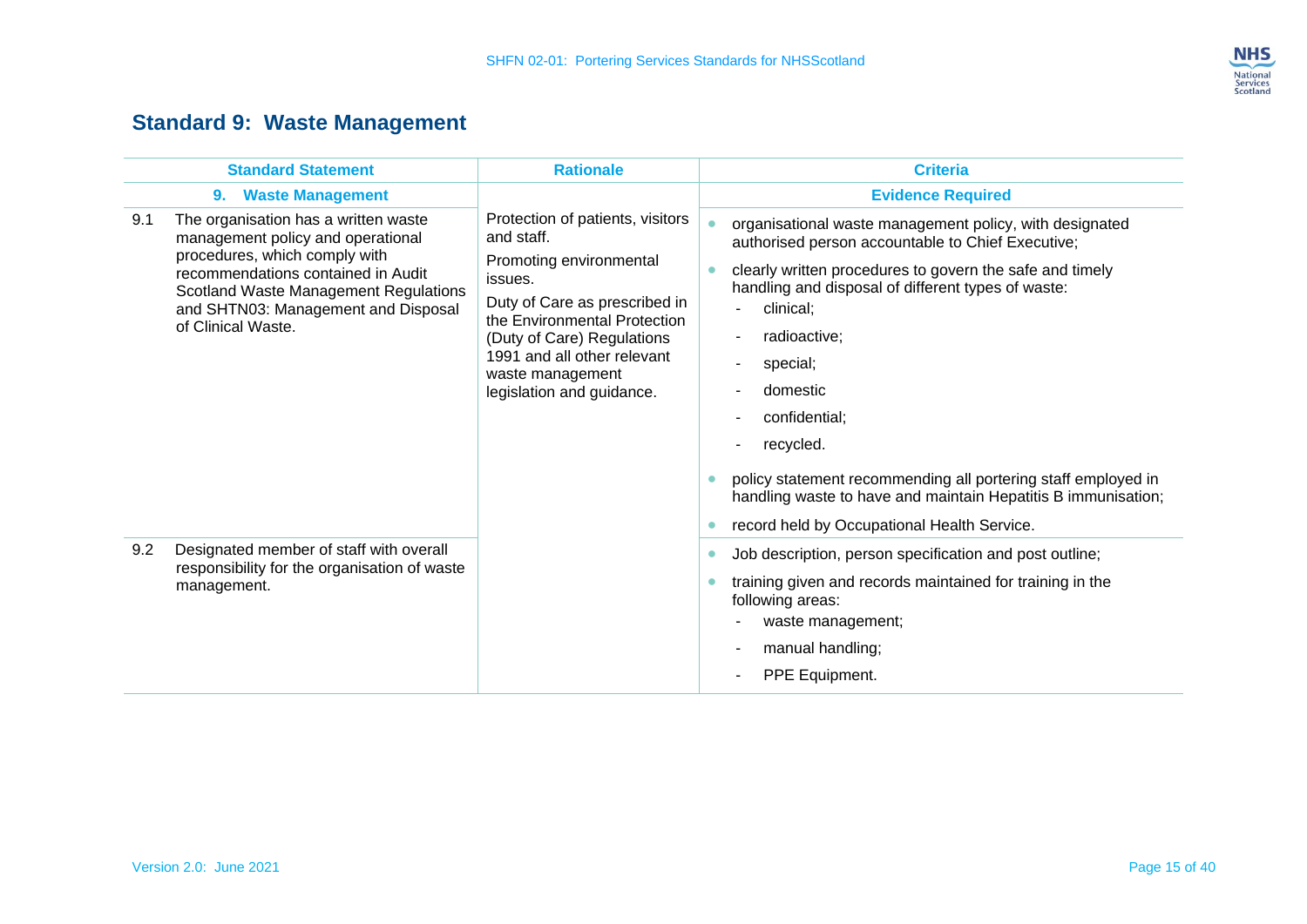## Standard 9: Waste Management

| Standard Statement | Rationale | Criteria |
|---|---|---|
| **9. Waste Management** | | **Evidence Required** |
| 9.1 The organisation has a written waste management policy and operational procedures, which comply with recommendations contained in Audit Scotland Waste Management Regulations and SHTN03: Management and Disposal of Clinical Waste. | Protection of patients, visitors and staff.<br><br>Promoting environmental issues.<br><br>Duty of Care as prescribed in the Environmental Protection (Duty of Care) Regulations 1991 and all other relevant waste management legislation and guidance. | • organisational waste management policy, with designated authorised person accountable to Chief Executive;<br>• clearly written procedures to govern the safe and timely handling and disposal of different types of waste:<br>- clinical;<br>- radioactive;<br>- special;<br>- domestic<br>- confidential;<br>- recycled.<br>• policy statement recommending all portering staff employed in handling waste to have and maintain Hepatitis B immunisation;<br>• record held by Occupational Health Service. |
| 9.2 Designated member of staff with overall responsibility for the organisation of waste management. | | • Job description, person specification and post outline;<br>• training given and records maintained for training in the following areas:<br>- waste management;<br>- manual handling;<br>- PPE Equipment. |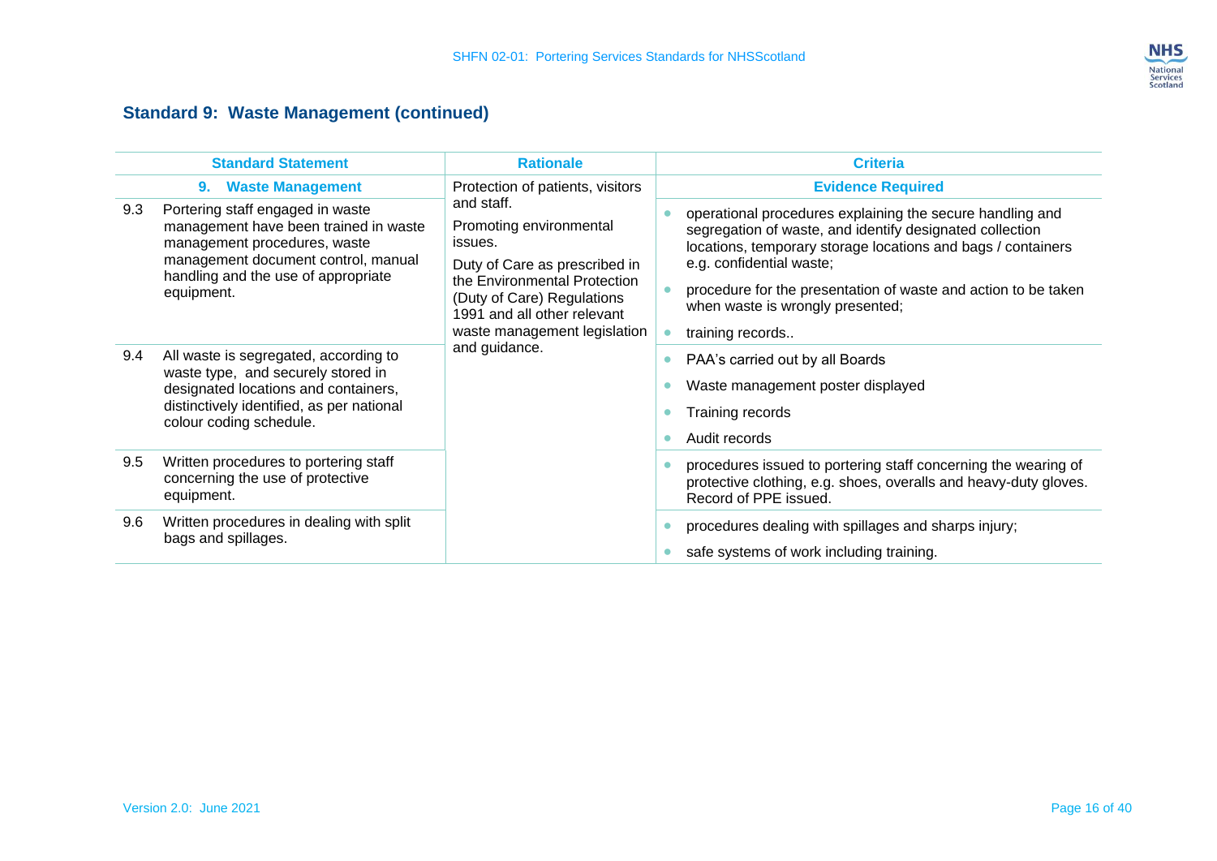## Standard 9: Waste Management (continued)

| Standard Statement | Rationale | Criteria |
|---|---|---|
| **9. Waste Management** | Protection of patients, visitors and staff.<br>Promoting environmental issues.<br>Duty of Care as prescribed in the Environmental Protection (Duty of Care) Regulations 1991 and all other relevant waste management legislation and guidance. | **Evidence Required** |
| 9.3 Portering staff engaged in waste management have been trained in waste management procedures, waste management document control, manual handling and the use of appropriate equipment. | | • operational procedures explaining the secure handling and segregation of waste, and identify designated collection locations, temporary storage locations and bags / containers e.g. confidential waste;<br>• procedure for the presentation of waste and action to be taken when waste is wrongly presented;<br>• training records.. |
| 9.4 All waste is segregated, according to waste type, and securely stored in designated locations and containers, distinctively identified, as per national colour coding schedule. | | • PAA's carried out by all Boards<br>• Waste management poster displayed<br>• Training records<br>• Audit records |
| 9.5 Written procedures to portering staff concerning the use of protective equipment. | | • procedures issued to portering staff concerning the wearing of protective clothing, e.g. shoes, overalls and heavy-duty gloves. Record of PPE issued. |
| 9.6 Written procedures in dealing with split bags and spillages. | | • procedures dealing with spillages and sharps injury;<br>• safe systems of work including training. |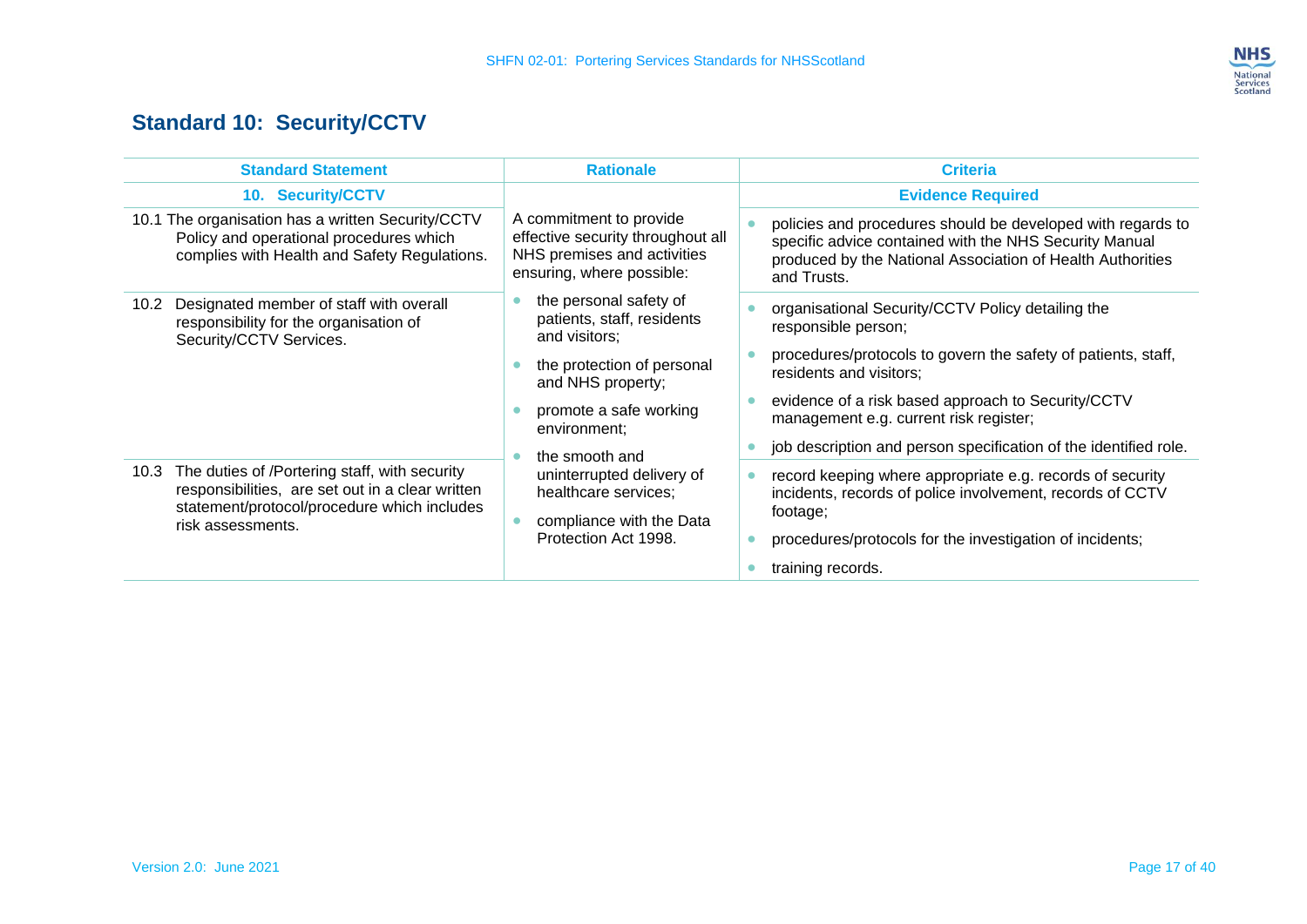## Standard 10: Security/CCTV

| Standard Statement | Rationale | Criteria |
|---|---|---|
| **10. Security/CCTV** | | **Evidence Required** |
| 10.1 The organisation has a written Security/CCTV Policy and operational procedures which complies with Health and Safety Regulations. | A commitment to provide effective security throughout all NHS premises and activities ensuring, where possible: | • policies and procedures should be developed with regards to specific advice contained with the NHS Security Manual produced by the National Association of Health Authorities and Trusts. |
| 10.2 Designated member of staff with overall responsibility for the organisation of Security/CCTV Services. | • the personal safety of patients, staff, residents and visitors;<br>• the protection of personal and NHS property;<br>• promote a safe working environment;<br>• the smooth and uninterrupted delivery of healthcare services;<br>• compliance with the Data Protection Act 1998. | • organisational Security/CCTV Policy detailing the responsible person;<br>• procedures/protocols to govern the safety of patients, staff, residents and visitors;<br>• evidence of a risk based approach to Security/CCTV management e.g. current risk register;<br>• job description and person specification of the identified role. |
| 10.3 The duties of /Portering staff, with security responsibilities, are set out in a clear written statement/protocol/procedure which includes risk assessments. | | • record keeping where appropriate e.g. records of security incidents, records of police involvement, records of CCTV footage;<br>• procedures/protocols for the investigation of incidents;<br>• training records. |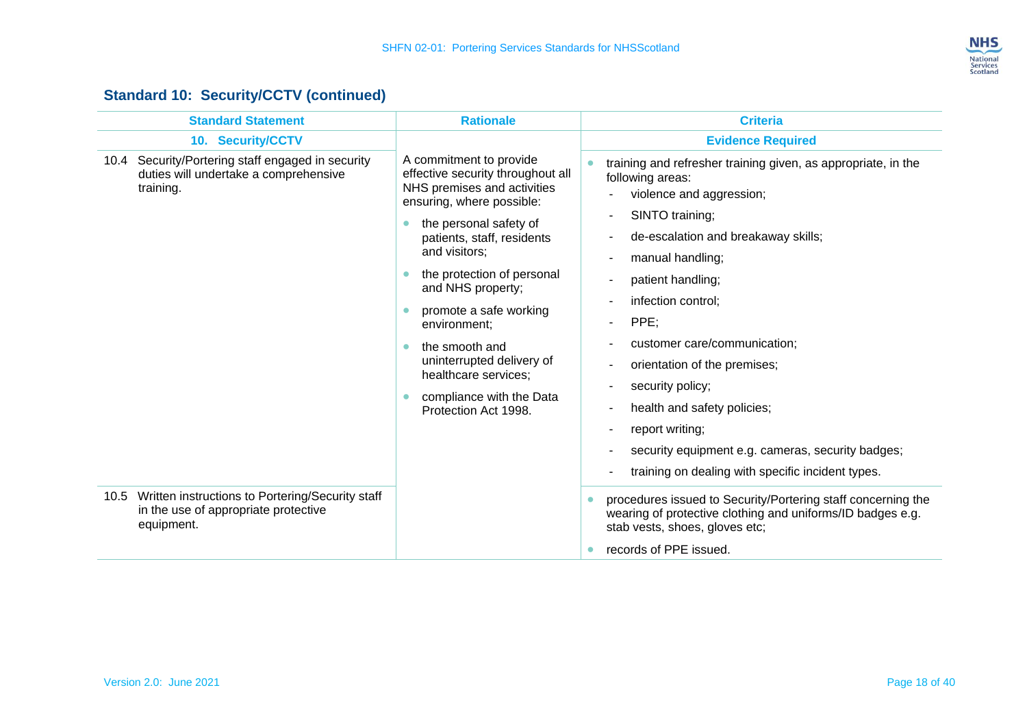## Standard 10: Security/CCTV (continued)

| Standard Statement | Rationale | Criteria |
|---|---|---|
| **10. Security/CCTV** | | **Evidence Required** |
| 10.4 Security/Portering staff engaged in security duties will undertake a comprehensive training. | A commitment to provide effective security throughout all NHS premises and activities ensuring, where possible:<br>• the personal safety of patients, staff, residents and visitors;<br>• the protection of personal and NHS property;<br>• promote a safe working environment;<br>• the smooth and uninterrupted delivery of healthcare services;<br>• compliance with the Data Protection Act 1998. | • training and refresher training given, as appropriate, in the following areas:<br>- violence and aggression;<br>- SINTO training;<br>- de-escalation and breakaway skills;<br>- manual handling;<br>- patient handling;<br>- infection control;<br>- PPE;<br>- customer care/communication;<br>- orientation of the premises;<br>- security policy;<br>- health and safety policies;<br>- report writing;<br>- security equipment e.g. cameras, security badges;<br>- training on dealing with specific incident types. |
| 10.5 Written instructions to Portering/Security staff in the use of appropriate protective equipment. | | • procedures issued to Security/Portering staff concerning the wearing of protective clothing and uniforms/ID badges e.g. stab vests, shoes, gloves etc;<br>• records of PPE issued. |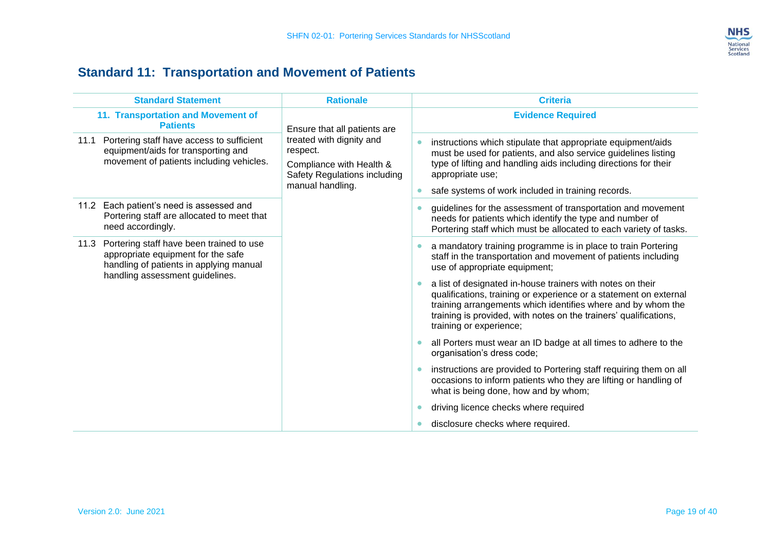## Standard 11: Transportation and Movement of Patients

| Standard Statement | Rationale | Criteria |
|---|---|---|
| **11. Transportation and Movement of Patients** | | **Evidence Required** |
| 11.1 Portering staff have access to sufficient equipment/aids for transporting and movement of patients including vehicles. | Ensure that all patients are treated with dignity and respect.<br><br>Compliance with Health & Safety Regulations including manual handling. | • instructions which stipulate that appropriate equipment/aids must be used for patients, and also service guidelines listing type of lifting and handling aids including directions for their appropriate use;<br>• safe systems of work included in training records. |
| 11.2 Each patient's need is assessed and Portering staff are allocated to meet that need accordingly. | | • guidelines for the assessment of transportation and movement needs for patients which identify the type and number of Portering staff which must be allocated to each variety of tasks. |
| 11.3 Portering staff have been trained to use appropriate equipment for the safe handling of patients in applying manual handling assessment guidelines. | | • a mandatory training programme is in place to train Portering staff in the transportation and movement of patients including use of appropriate equipment;<br>• a list of designated in-house trainers with notes on their qualifications, training or experience or a statement on external training arrangements which identifies where and by whom the training is provided, with notes on the trainers' qualifications, training or experience;<br>• all Porters must wear an ID badge at all times to adhere to the organisation's dress code;<br>• instructions are provided to Portering staff requiring them on all occasions to inform patients who they are lifting or handling of what is being done, how and by whom;<br>• driving licence checks where required<br>• disclosure checks where required. |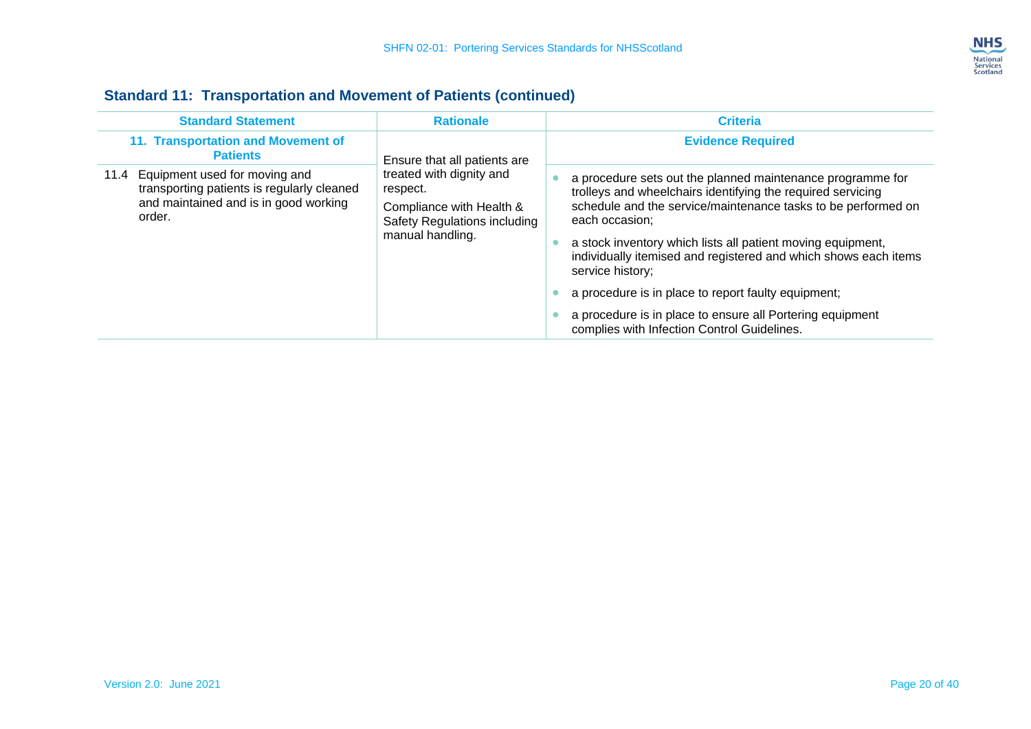## Standard 11: Transportation and Movement of Patients (continued)

| Standard Statement | Rationale | Criteria |
|---|---|---|
| **11. Transportation and Movement of Patients** | | **Evidence Required** |
| 11.4 Equipment used for moving and transporting patients is regularly cleaned and maintained and is in good working order. | Ensure that all patients are treated with dignity and respect.<br><br>Compliance with Health & Safety Regulations including manual handling. | • a procedure sets out the planned maintenance programme for trolleys and wheelchairs identifying the required servicing schedule and the service/maintenance tasks to be performed on each occasion;<br>• a stock inventory which lists all patient moving equipment, individually itemised and registered and which shows each items service history;<br>• a procedure is in place to report faulty equipment;<br>• a procedure is in place to ensure all Portering equipment complies with Infection Control Guidelines. |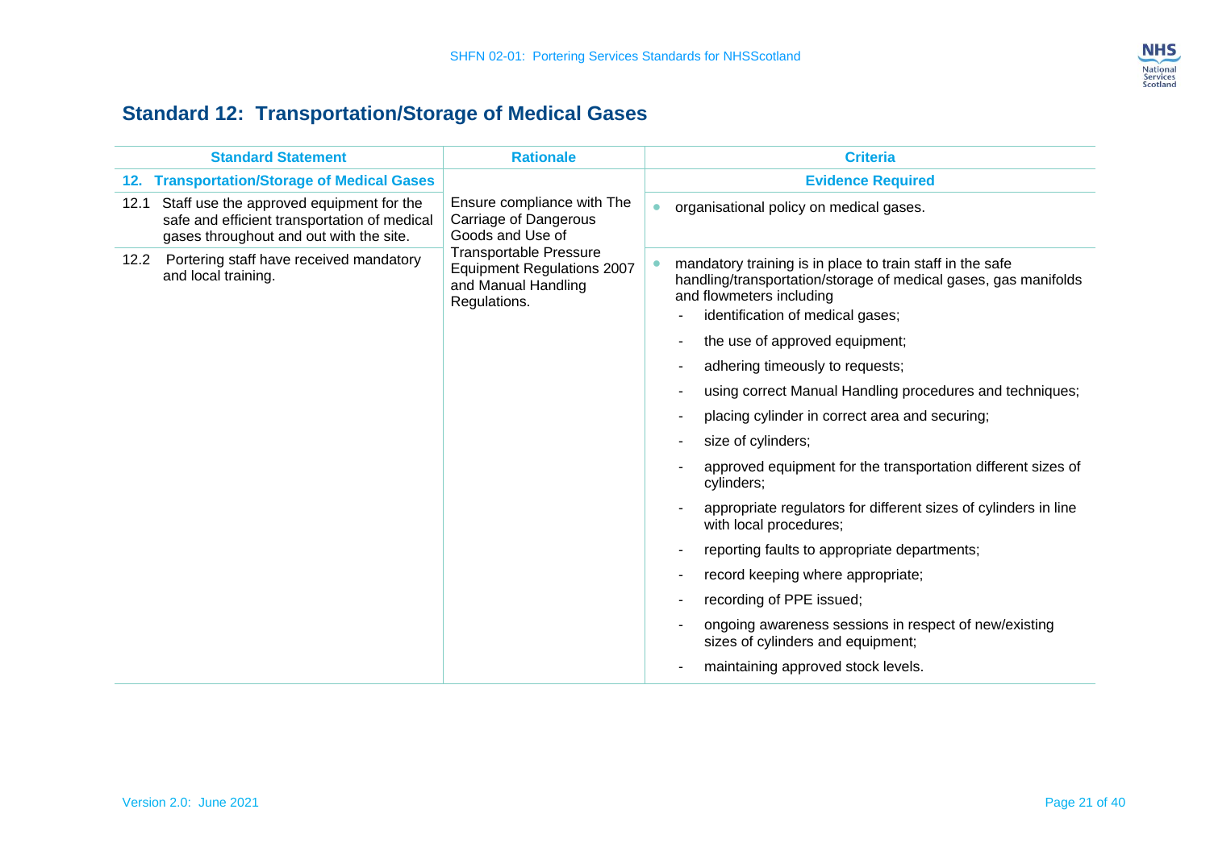## Standard 12: Transportation/Storage of Medical Gases

| Standard Statement | Rationale | Criteria |
|---|---|---|
| **12. Transportation/Storage of Medical Gases** | | **Evidence Required** |
| 12.1 Staff use the approved equipment for the safe and efficient transportation of medical gases throughout and out with the site. | Ensure compliance with The Carriage of Dangerous Goods and Use of Transportable Pressure Equipment Regulations 2007 and Manual Handling Regulations. | • organisational policy on medical gases. |
| 12.2 Portering staff have received mandatory and local training. | | • mandatory training is in place to train staff in the safe handling/transportation/storage of medical gases, gas manifolds and flowmeters including<br>- identification of medical gases;<br>- the use of approved equipment;<br>- adhering timeously to requests;<br>- using correct Manual Handling procedures and techniques;<br>- placing cylinder in correct area and securing;<br>- size of cylinders;<br>- approved equipment for the transportation different sizes of cylinders;<br>- appropriate regulators for different sizes of cylinders in line with local procedures;<br>- reporting faults to appropriate departments;<br>- record keeping where appropriate;<br>- recording of PPE issued;<br>- ongoing awareness sessions in respect of new/existing sizes of cylinders and equipment;<br>- maintaining approved stock levels. |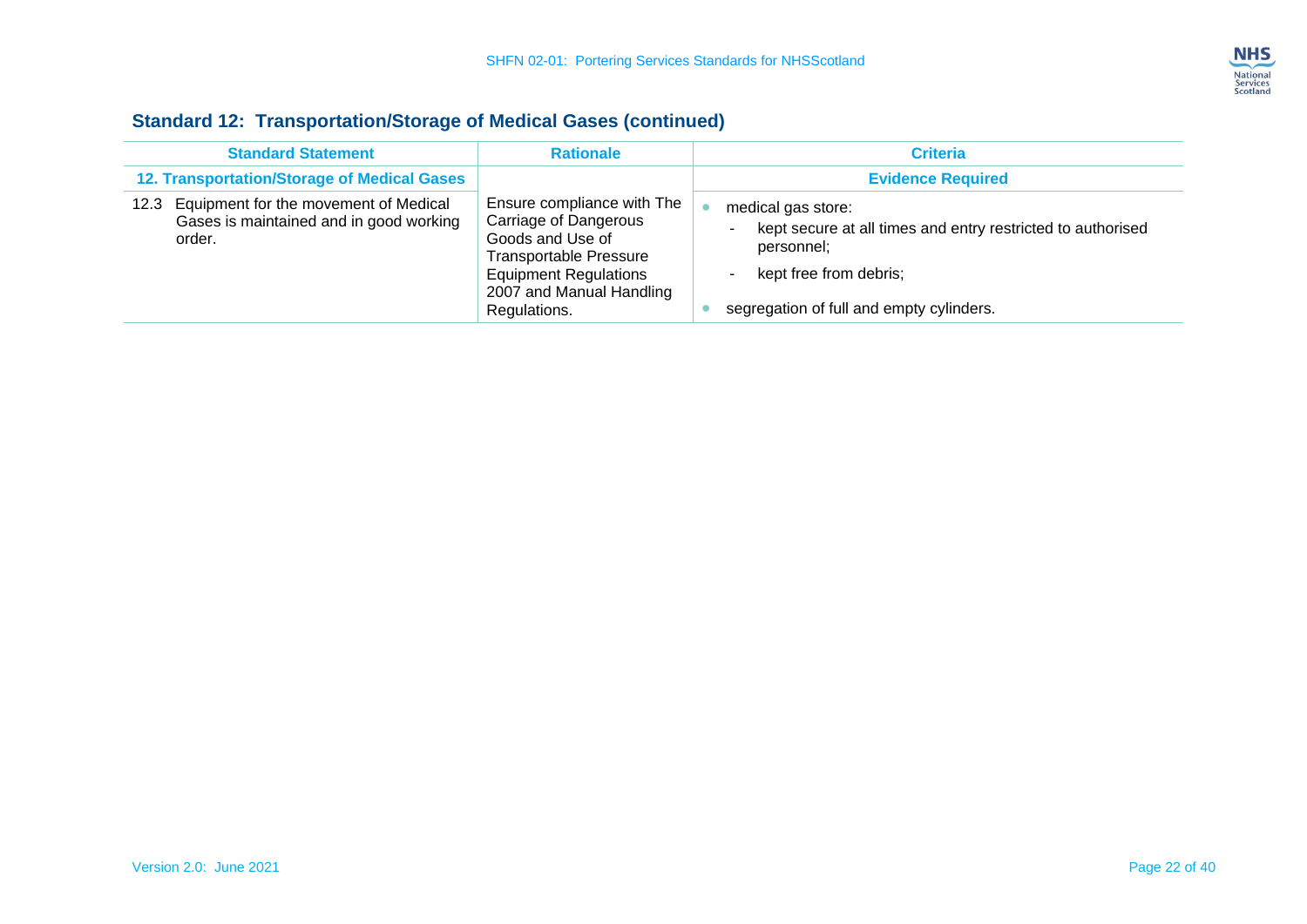## Standard 12: Transportation/Storage of Medical Gases (continued)

| Standard Statement | Rationale | Criteria |
|---|---|---|
| **12. Transportation/Storage of Medical Gases** | | **Evidence Required** |
| 12.3 Equipment for the movement of Medical Gases is maintained and in good working order. | Ensure compliance with The Carriage of Dangerous Goods and Use of Transportable Pressure Equipment Regulations 2007 and Manual Handling Regulations. | • medical gas store:<br>- kept secure at all times and entry restricted to authorised personnel;<br>- kept free from debris;<br>• segregation of full and empty cylinders. |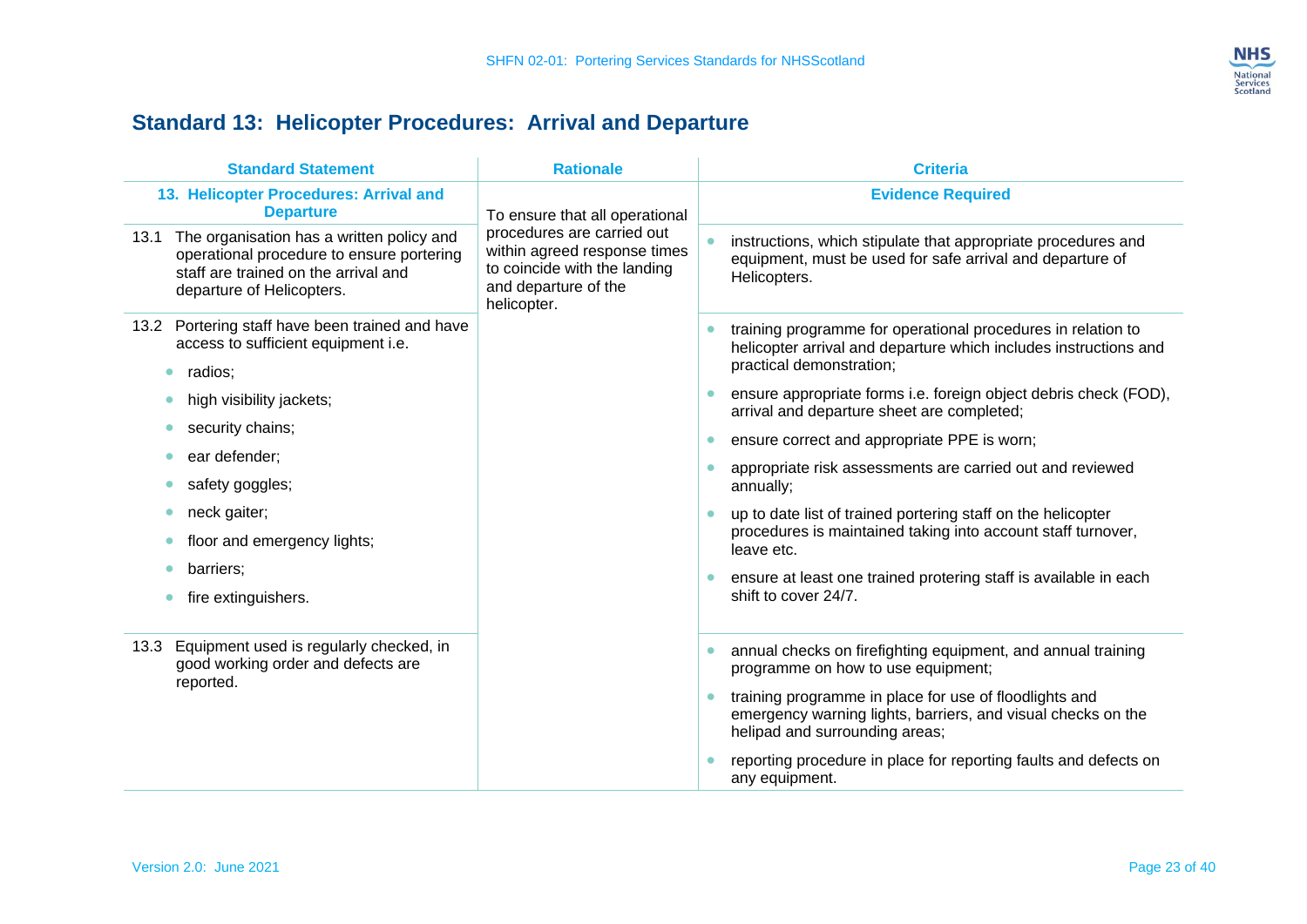## Standard 13: Helicopter Procedures: Arrival and Departure

| Standard Statement | Rationale | Criteria |
|---|---|---|
| **13. Helicopter Procedures: Arrival and Departure** | To ensure that all operational procedures are carried out within agreed response times to coincide with the landing and departure of the helicopter. | **Evidence Required** |
| 13.1 The organisation has a written policy and operational procedure to ensure portering staff are trained on the arrival and departure of Helicopters. | | • instructions, which stipulate that appropriate procedures and equipment, must be used for safe arrival and departure of Helicopters. |
| 13.2 Portering staff have been trained and have access to sufficient equipment i.e.<br>• radios;<br>• high visibility jackets;<br>• security chains;<br>• ear defender;<br>• safety goggles;<br>• neck gaiter;<br>• floor and emergency lights;<br>• barriers;<br>• fire extinguishers. | | • training programme for operational procedures in relation to helicopter arrival and departure which includes instructions and practical demonstration;<br>• ensure appropriate forms i.e. foreign object debris check (FOD), arrival and departure sheet are completed;<br>• ensure correct and appropriate PPE is worn;<br>• appropriate risk assessments are carried out and reviewed annually;<br>• up to date list of trained portering staff on the helicopter procedures is maintained taking into account staff turnover, leave etc.<br>• ensure at least one trained protering staff is available in each shift to cover 24/7. |
| 13.3 Equipment used is regularly checked, in good working order and defects are reported. | | • annual checks on firefighting equipment, and annual training programme on how to use equipment;<br>• training programme in place for use of floodlights and emergency warning lights, barriers, and visual checks on the helipad and surrounding areas;<br>• reporting procedure in place for reporting faults and defects on any equipment. |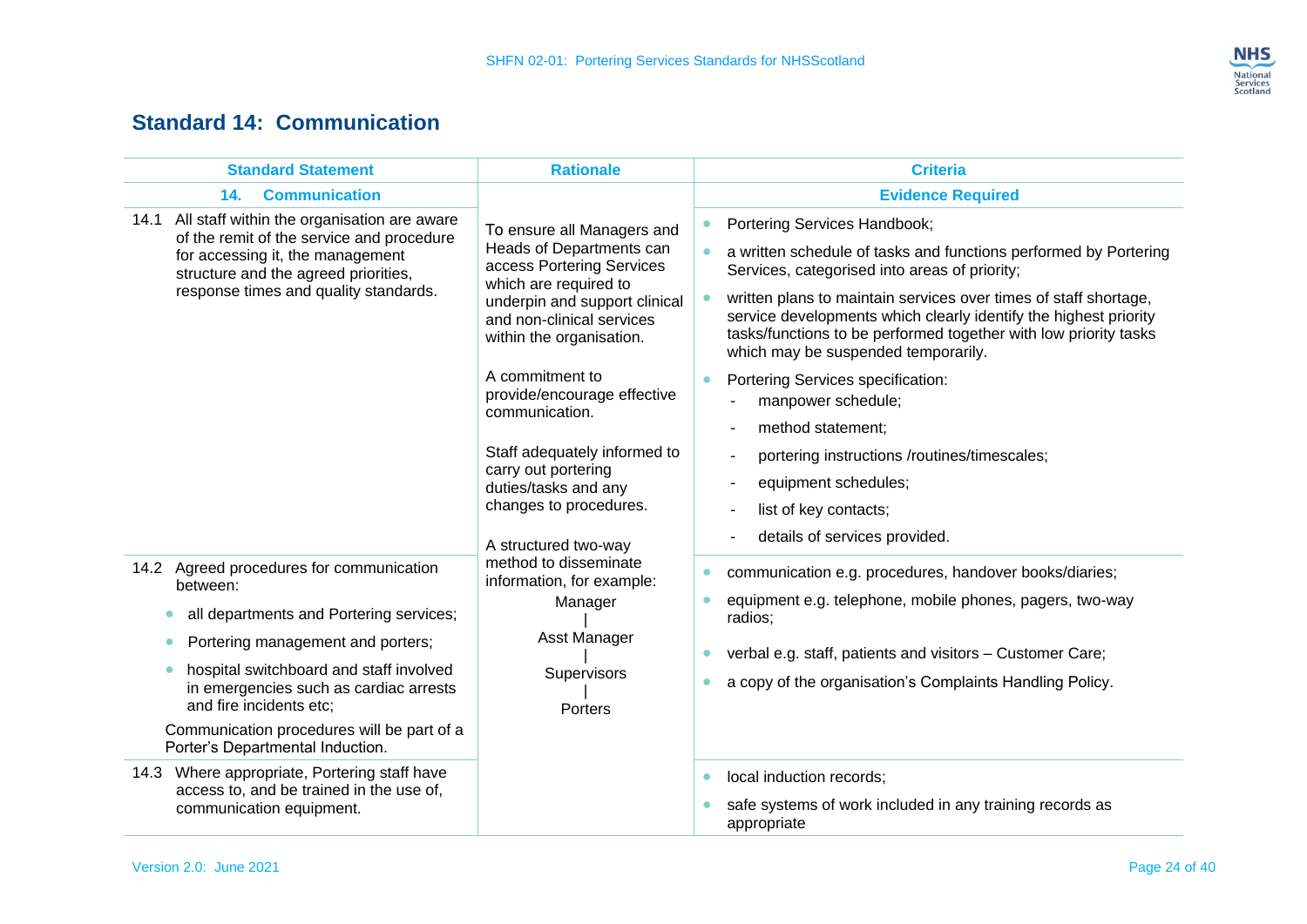## Standard 14: Communication

| Standard Statement | Rationale | Criteria |
|---|---|---|
| **14. Communication** | | **Evidence Required** |
| 14.1 All staff within the organisation are aware of the remit of the service and procedure for accessing it, the management structure and the agreed priorities, response times and quality standards. | To ensure all Managers and Heads of Departments can access Portering Services which are required to underpin and support clinical and non-clinical services within the organisation.<br><br>A commitment to provide/encourage effective communication.<br><br>Staff adequately informed to carry out portering duties/tasks and any changes to procedures.<br><br>A structured two-way method to disseminate information, for example:<br>Manager<br>\|<br>Asst Manager<br>\|<br>Supervisors<br>\|<br>Porters | • Portering Services Handbook;<br>• a written schedule of tasks and functions performed by Portering Services, categorised into areas of priority;<br>• written plans to maintain services over times of staff shortage, service developments which clearly identify the highest priority tasks/functions to be performed together with low priority tasks which may be suspended temporarily.<br>• Portering Services specification:<br>- manpower schedule;<br>- method statement;<br>- portering instructions /routines/timescales;<br>- equipment schedules;<br>- list of key contacts;<br>- details of services provided. |
| 14.2 Agreed procedures for communication between:<br>• all departments and Portering services;<br>• Portering management and porters;<br>• hospital switchboard and staff involved in emergencies such as cardiac arrests and fire incidents etc;<br>Communication procedures will be part of a Porter's Departmental Induction. | | • communication e.g. procedures, handover books/diaries;<br>• equipment e.g. telephone, mobile phones, pagers, two-way radios;<br>• verbal e.g. staff, patients and visitors – Customer Care;<br>• a copy of the organisation's Complaints Handling Policy. |
| 14.3 Where appropriate, Portering staff have access to, and be trained in the use of, communication equipment. | | • local induction records;<br>• safe systems of work included in any training records as appropriate |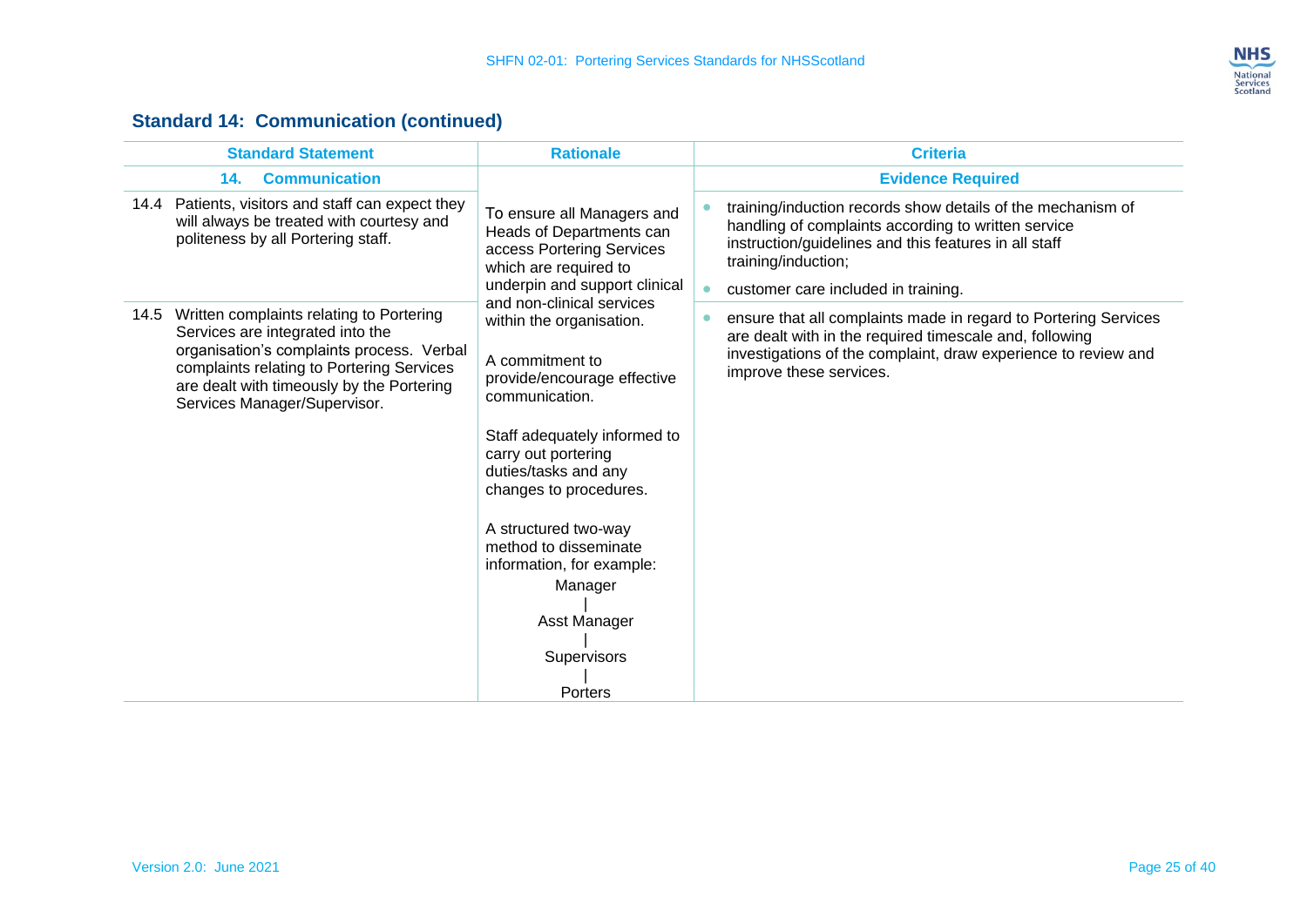## Standard 14: Communication (continued)

| Standard Statement | Rationale | Criteria |
|---|---|---|
| **14. Communication** | | **Evidence Required** |
| 14.4 Patients, visitors and staff can expect they will always be treated with courtesy and politeness by all Portering staff. | To ensure all Managers and Heads of Departments can access Portering Services which are required to underpin and support clinical and non-clinical services within the organisation.<br><br>A commitment to provide/encourage effective communication.<br><br>Staff adequately informed to carry out portering duties/tasks and any changes to procedures.<br><br>A structured two-way method to disseminate information, for example:<br>Manager<br>\|<br>Asst Manager<br>\|<br>Supervisors<br>\|<br>Porters | • training/induction records show details of the mechanism of handling of complaints according to written service instruction/guidelines and this features in all staff training/induction;<br>• customer care included in training. |
| 14.5 Written complaints relating to Portering Services are integrated into the organisation's complaints process. Verbal complaints relating to Portering Services are dealt with timeously by the Portering Services Manager/Supervisor. | | • ensure that all complaints made in regard to Portering Services are dealt with in the required timescale and, following investigations of the complaint, draw experience to review and improve these services. |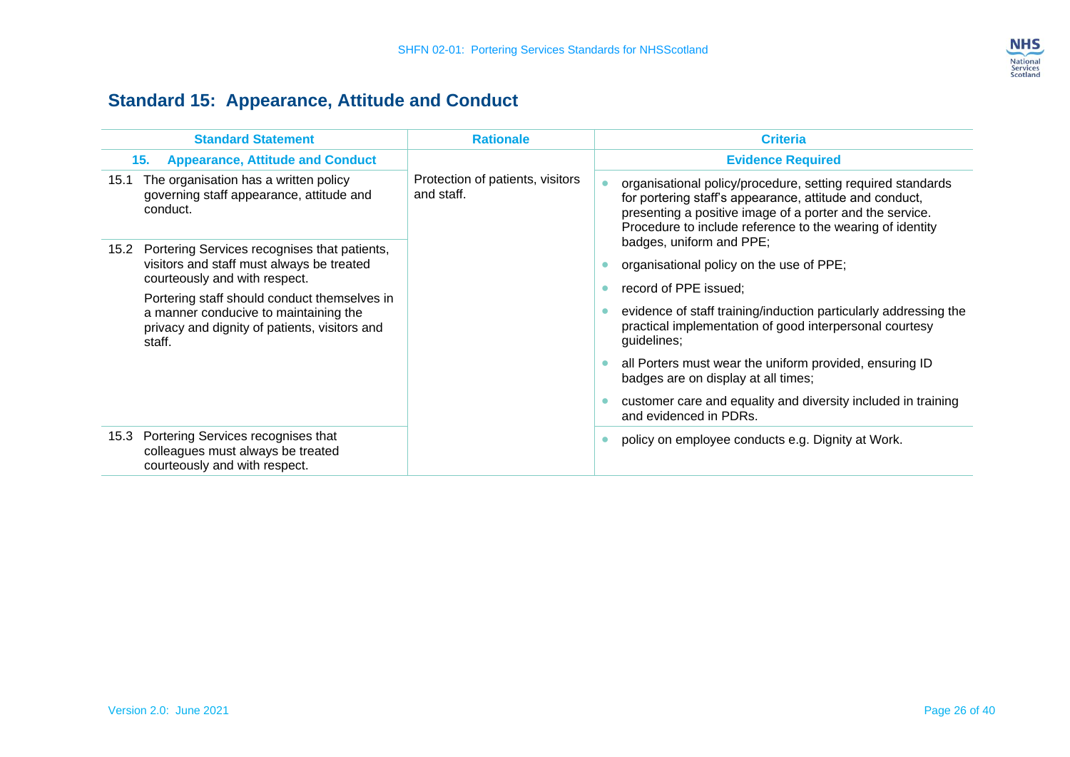## Standard 15: Appearance, Attitude and Conduct

| Standard Statement | Rationale | Criteria |
|---|---|---|
| **15. Appearance, Attitude and Conduct** | | **Evidence Required** |
| 15.1 The organisation has a written policy governing staff appearance, attitude and conduct. | Protection of patients, visitors and staff. | • organisational policy/procedure, setting required standards for portering staff's appearance, attitude and conduct, presenting a positive image of a porter and the service. Procedure to include reference to the wearing of identity badges, uniform and PPE; |
| 15.2 Portering Services recognises that patients, visitors and staff must always be treated courteously and with respect. <br> Portering staff should conduct themselves in a manner conducive to maintaining the privacy and dignity of patients, visitors and staff. | | • organisational policy on the use of PPE; <br> • record of PPE issued; <br> • evidence of staff training/induction particularly addressing the practical implementation of good interpersonal courtesy guidelines; <br> • all Porters must wear the uniform provided, ensuring ID badges are on display at all times; <br> • customer care and equality and diversity included in training and evidenced in PDRs. |
| 15.3 Portering Services recognises that colleagues must always be treated courteously and with respect. | | • policy on employee conducts e.g. Dignity at Work. |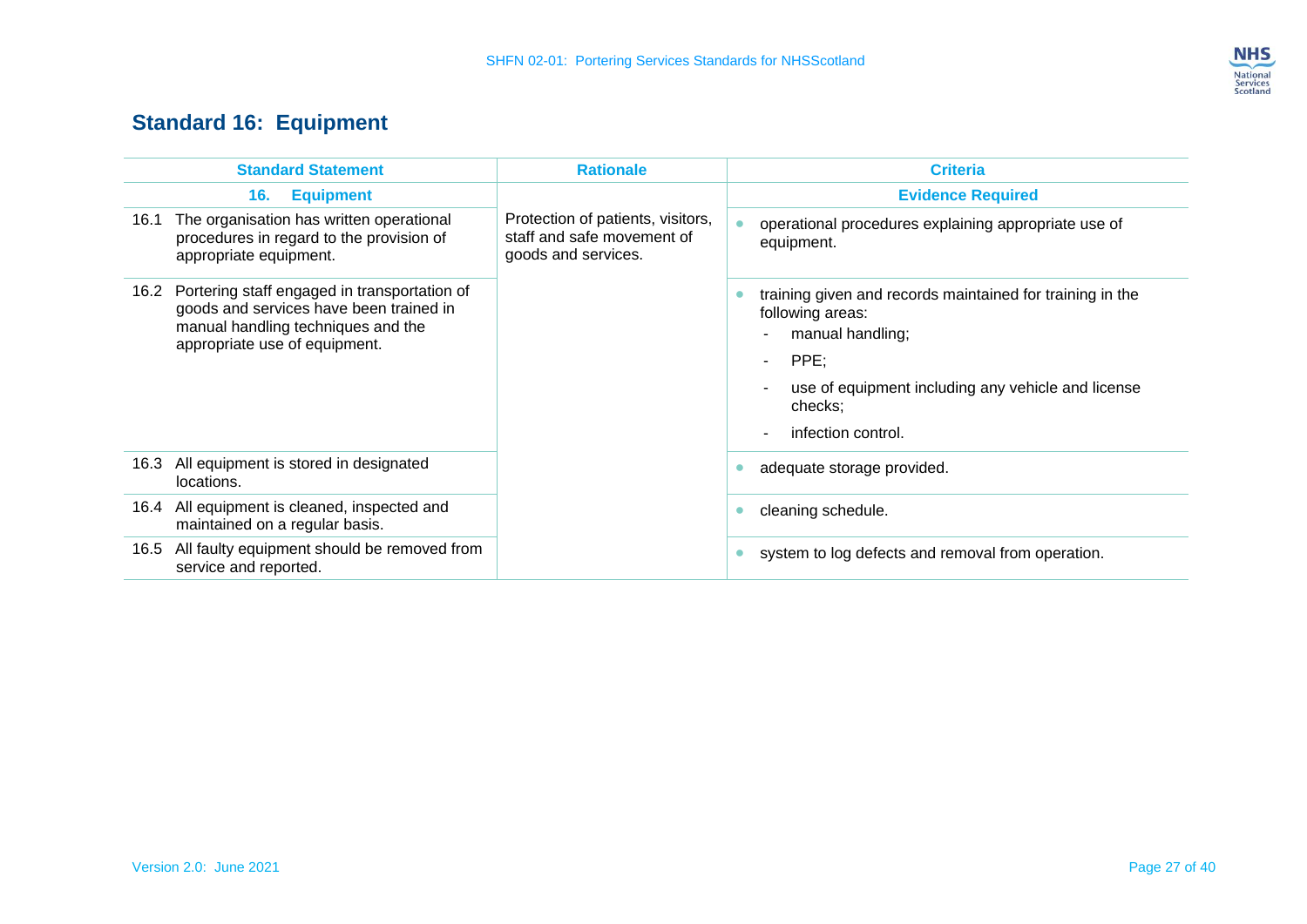## Standard 16: Equipment

| Standard Statement | Rationale | Criteria |
|---|---|---|
| **16. Equipment** | | **Evidence Required** |
| 16.1 The organisation has written operational procedures in regard to the provision of appropriate equipment. | Protection of patients, visitors, staff and safe movement of goods and services. | • operational procedures explaining appropriate use of equipment. |
| 16.2 Portering staff engaged in transportation of goods and services have been trained in manual handling techniques and the appropriate use of equipment. | | • training given and records maintained for training in the following areas:<br>- manual handling;<br>- PPE;<br>- use of equipment including any vehicle and license checks;<br>- infection control. |
| 16.3 All equipment is stored in designated locations. | | • adequate storage provided. |
| 16.4 All equipment is cleaned, inspected and maintained on a regular basis. | | • cleaning schedule. |
| 16.5 All faulty equipment should be removed from service and reported. | | • system to log defects and removal from operation. |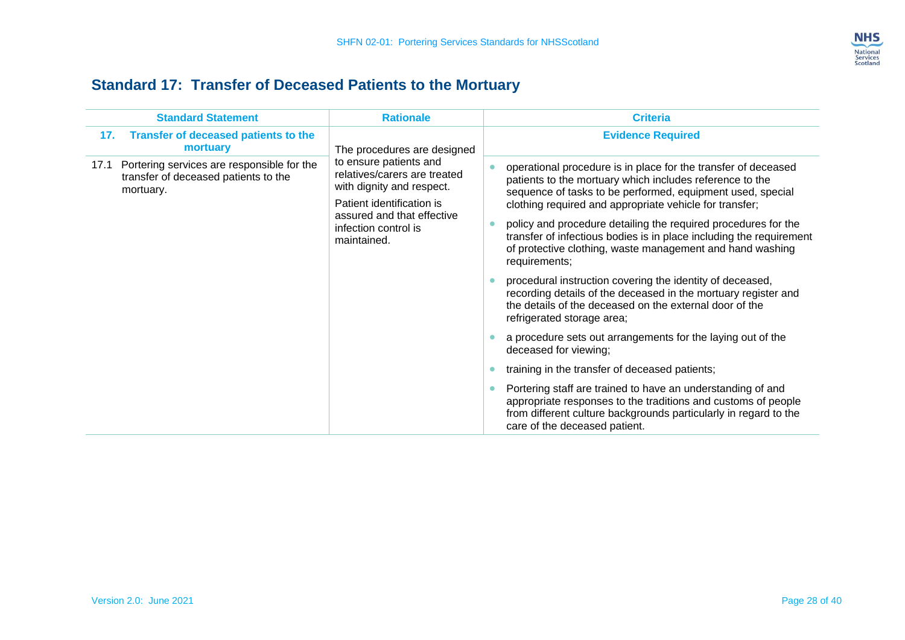## Standard 17: Transfer of Deceased Patients to the Mortuary

| Standard Statement | Rationale | Criteria |
|---|---|---|
| **17. Transfer of deceased patients to the mortuary** | | **Evidence Required** |
| 17.1 Portering services are responsible for the transfer of deceased patients to the mortuary. | The procedures are designed to ensure patients and relatives/carers are treated with dignity and respect.<br><br>Patient identification is assured and that effective infection control is maintained. | • operational procedure is in place for the transfer of deceased patients to the mortuary which includes reference to the sequence of tasks to be performed, equipment used, special clothing required and appropriate vehicle for transfer;<br><br>• policy and procedure detailing the required procedures for the transfer of infectious bodies is in place including the requirement of protective clothing, waste management and hand washing requirements;<br><br>• procedural instruction covering the identity of deceased, recording details of the deceased in the mortuary register and the details of the deceased on the external door of the refrigerated storage area;<br><br>• a procedure sets out arrangements for the laying out of the deceased for viewing;<br><br>• training in the transfer of deceased patients;<br><br>• Portering staff are trained to have an understanding of and appropriate responses to the traditions and customs of people from different culture backgrounds particularly in regard to the care of the deceased patient. |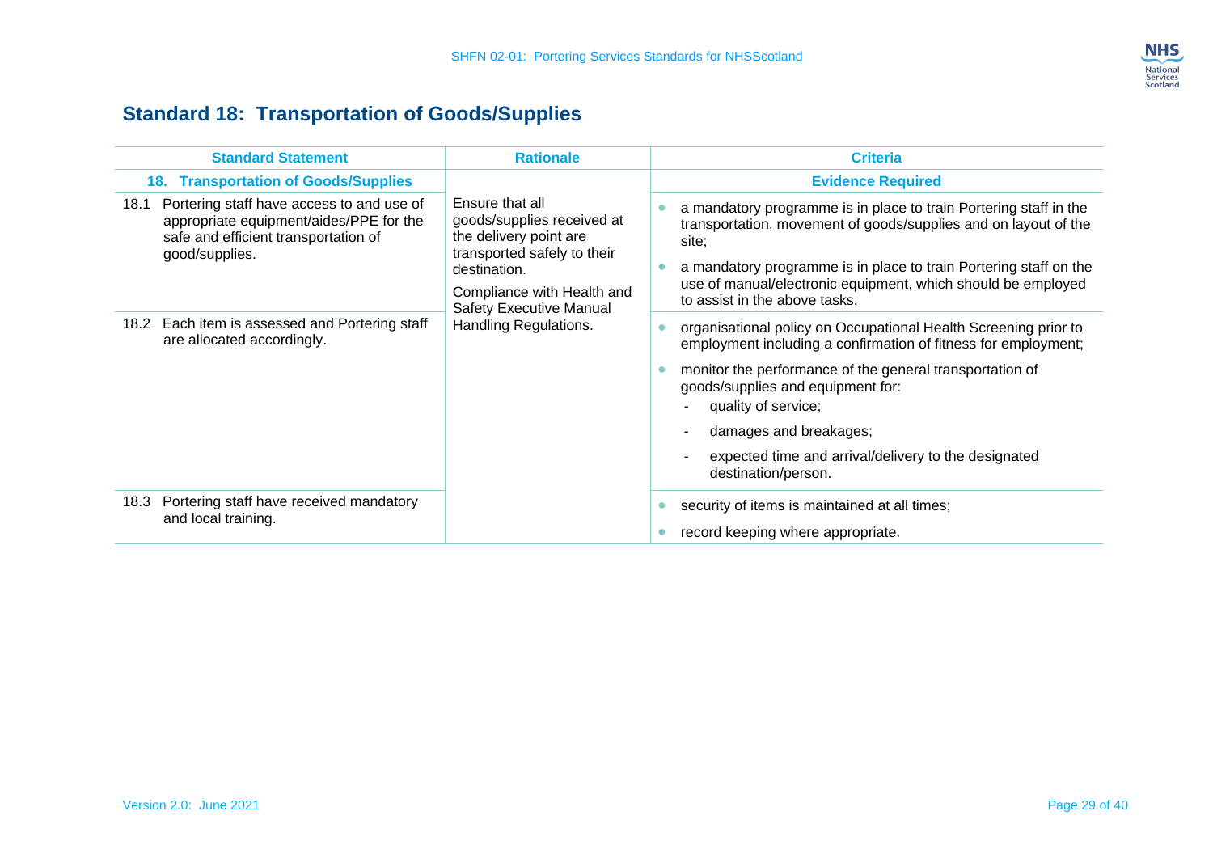## Standard 18: Transportation of Goods/Supplies

| Standard Statement | Rationale | Criteria |
|---|---|---|
| **18. Transportation of Goods/Supplies** | | **Evidence Required** |
| 18.1 Portering staff have access to and use of appropriate equipment/aides/PPE for the safe and efficient transportation of good/supplies. | Ensure that all goods/supplies received at the delivery point are transported safely to their destination.<br><br>Compliance with Health and Safety Executive Manual Handling Regulations. | • a mandatory programme is in place to train Portering staff in the transportation, movement of goods/supplies and on layout of the site;<br>• a mandatory programme is in place to train Portering staff on the use of manual/electronic equipment, which should be employed to assist in the above tasks. |
| 18.2 Each item is assessed and Portering staff are allocated accordingly. | | • organisational policy on Occupational Health Screening prior to employment including a confirmation of fitness for employment;<br>• monitor the performance of the general transportation of goods/supplies and equipment for:<br>- quality of service;<br>- damages and breakages;<br>- expected time and arrival/delivery to the designated destination/person. |
| 18.3 Portering staff have received mandatory and local training. | | • security of items is maintained at all times;<br>• record keeping where appropriate. |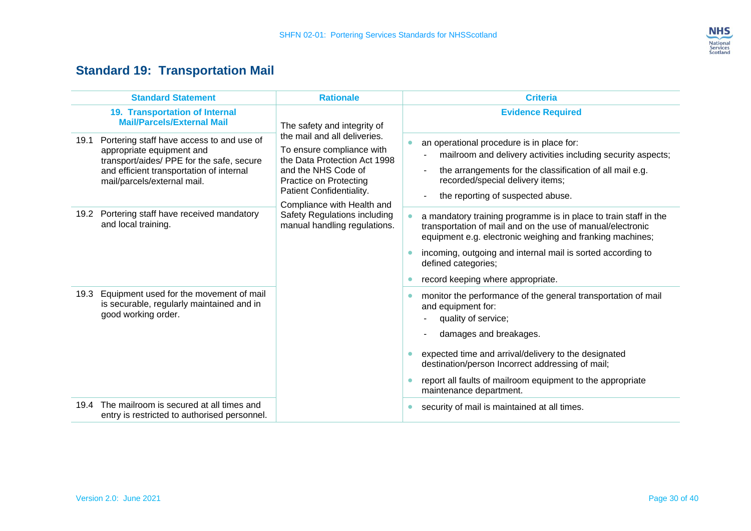## Standard 19: Transportation Mail

| Standard Statement | Rationale | Criteria |
|---|---|---|
| **19. Transportation of Internal Mail/Parcels/External Mail** | The safety and integrity of the mail and all deliveries.<br><br>To ensure compliance with the Data Protection Act 1998 and the NHS Code of Practice on Protecting Patient Confidentiality.<br><br>Compliance with Health and Safety Regulations including manual handling regulations. | **Evidence Required** |
| 19.1 Portering staff have access to and use of appropriate equipment and transport/aides/ PPE for the safe, secure and efficient transportation of internal mail/parcels/external mail. | | • an operational procedure is in place for:<br>- mailroom and delivery activities including security aspects;<br>- the arrangements for the classification of all mail e.g. recorded/special delivery items;<br>- the reporting of suspected abuse. |
| 19.2 Portering staff have received mandatory and local training. | | • a mandatory training programme is in place to train staff in the transportation of mail and on the use of manual/electronic equipment e.g. electronic weighing and franking machines;<br>• incoming, outgoing and internal mail is sorted according to defined categories;<br>• record keeping where appropriate. |
| 19.3 Equipment used for the movement of mail is securable, regularly maintained and in good working order. | | • monitor the performance of the general transportation of mail and equipment for:<br>- quality of service;<br>- damages and breakages.<br>• expected time and arrival/delivery to the designated destination/person Incorrect addressing of mail;<br>• report all faults of mailroom equipment to the appropriate maintenance department. |
| 19.4 The mailroom is secured at all times and entry is restricted to authorised personnel. | | • security of mail is maintained at all times. |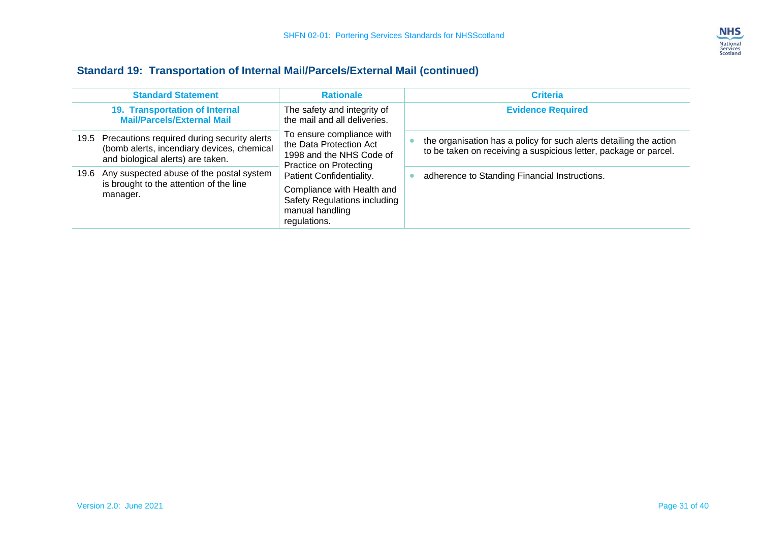## Standard 19: Transportation of Internal Mail/Parcels/External Mail (continued)

| Standard Statement | Rationale | Criteria |
|---|---|---|
| **19. Transportation of Internal Mail/Parcels/External Mail** | The safety and integrity of the mail and all deliveries. | **Evidence Required** |
| 19.5 Precautions required during security alerts (bomb alerts, incendiary devices, chemical and biological alerts) are taken. | To ensure compliance with the Data Protection Act 1998 and the NHS Code of Practice on Protecting Patient Confidentiality. | • the organisation has a policy for such alerts detailing the action to be taken on receiving a suspicious letter, package or parcel. |
| 19.6 Any suspected abuse of the postal system is brought to the attention of the line manager. | Compliance with Health and Safety Regulations including manual handling regulations. | • adherence to Standing Financial Instructions. |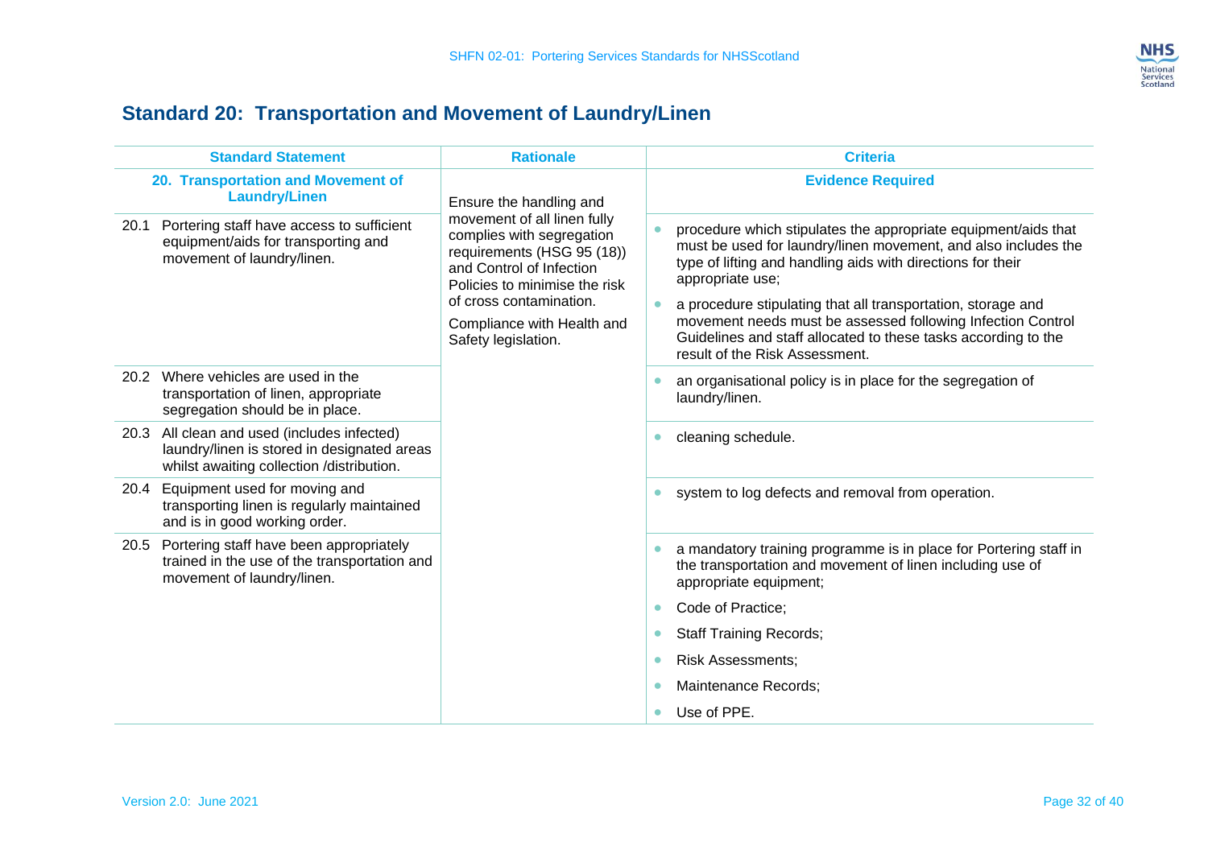## Standard 20: Transportation and Movement of Laundry/Linen

| Standard Statement | Rationale | Criteria |
|---|---|---|
| **20. Transportation and Movement of Laundry/Linen** | | **Evidence Required** |
| 20.1 Portering staff have access to sufficient equipment/aids for transporting and movement of laundry/linen. | Ensure the handling and movement of all linen fully complies with segregation requirements (HSG 95 (18)) and Control of Infection Policies to minimise the risk of cross contamination.<br><br>Compliance with Health and Safety legislation. | • procedure which stipulates the appropriate equipment/aids that must be used for laundry/linen movement, and also includes the type of lifting and handling aids with directions for their appropriate use;<br>• a procedure stipulating that all transportation, storage and movement needs must be assessed following Infection Control Guidelines and staff allocated to these tasks according to the result of the Risk Assessment. |
| 20.2 Where vehicles are used in the transportation of linen, appropriate segregation should be in place. | | • an organisational policy is in place for the segregation of laundry/linen. |
| 20.3 All clean and used (includes infected) laundry/linen is stored in designated areas whilst awaiting collection /distribution. | | • cleaning schedule. |
| 20.4 Equipment used for moving and transporting linen is regularly maintained and is in good working order. | | • system to log defects and removal from operation. |
| 20.5 Portering staff have been appropriately trained in the use of the transportation and movement of laundry/linen. | | • a mandatory training programme is in place for Portering staff in the transportation and movement of linen including use of appropriate equipment;<br>• Code of Practice;<br>• Staff Training Records;<br>• Risk Assessments;<br>• Maintenance Records;<br>• Use of PPE. |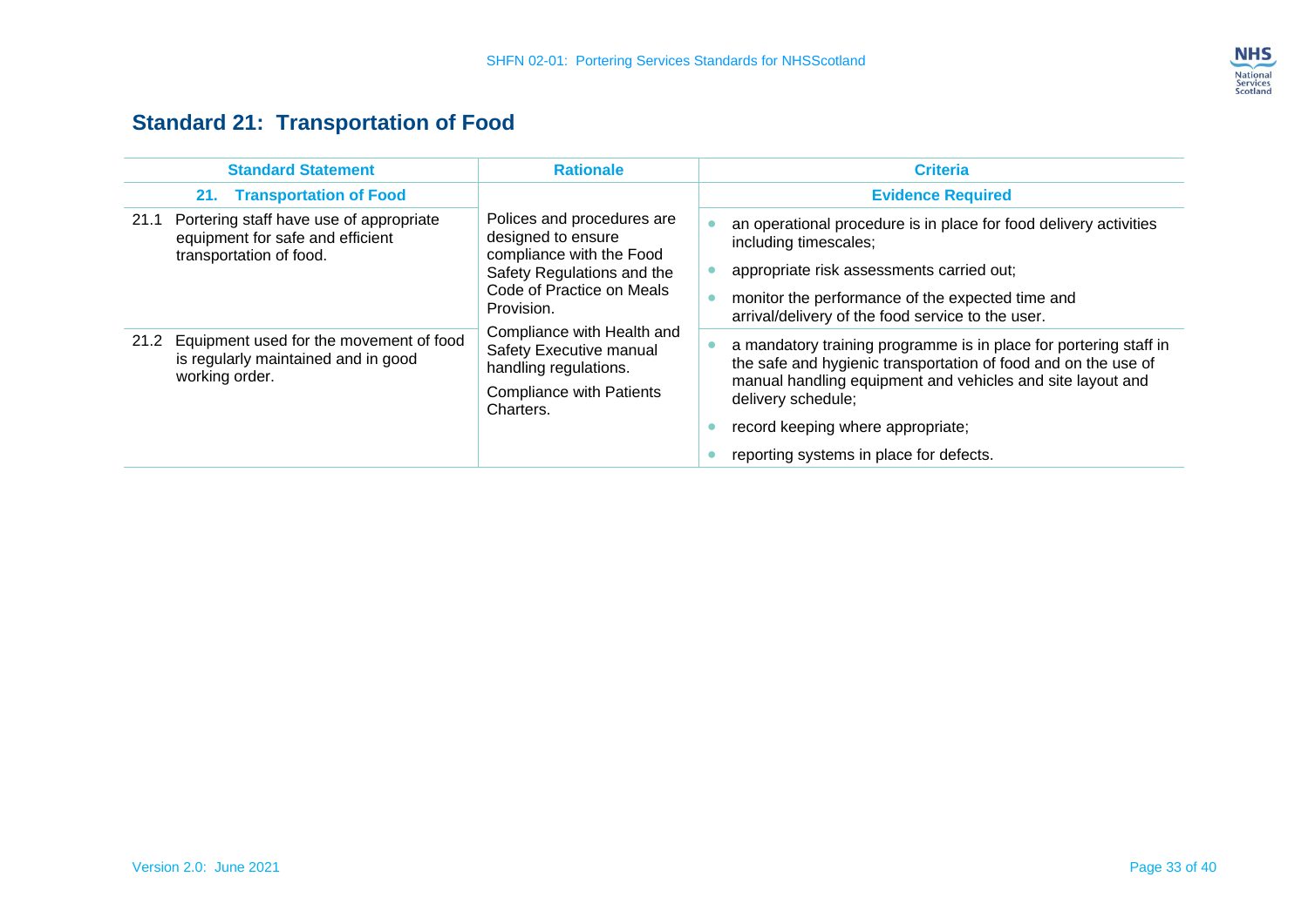## Standard 21: Transportation of Food

| Standard Statement | Rationale | Criteria |
|---|---|---|
| **21. Transportation of Food** | | **Evidence Required** |
| 21.1 Portering staff have use of appropriate equipment for safe and efficient transportation of food. | Polices and procedures are designed to ensure compliance with the Food Safety Regulations and the Code of Practice on Meals Provision.<br><br>Compliance with Health and Safety Executive manual handling regulations.<br><br>Compliance with Patients Charters. | • an operational procedure is in place for food delivery activities including timescales;<br>• appropriate risk assessments carried out;<br>• monitor the performance of the expected time and arrival/delivery of the food service to the user. |
| 21.2 Equipment used for the movement of food is regularly maintained and in good working order. | | • a mandatory training programme is in place for portering staff in the safe and hygienic transportation of food and on the use of manual handling equipment and vehicles and site layout and delivery schedule;<br>• record keeping where appropriate;<br>• reporting systems in place for defects. |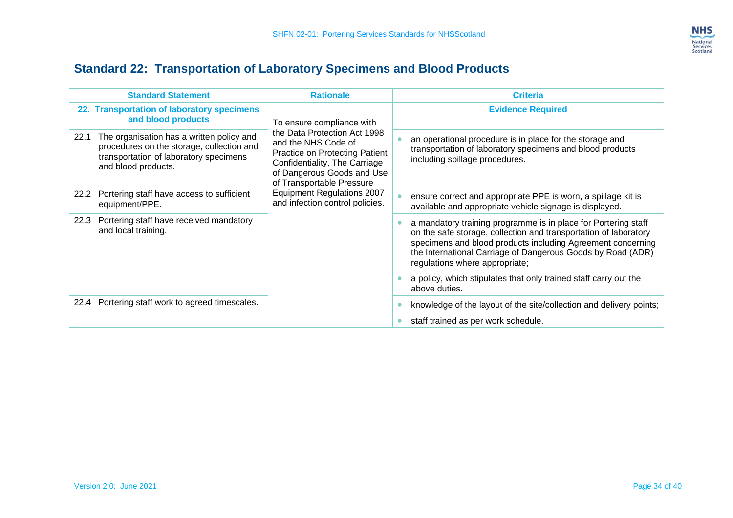## Standard 22: Transportation of Laboratory Specimens and Blood Products

| Standard Statement | Rationale | Criteria |
|---|---|---|
| **22. Transportation of laboratory specimens and blood products** | To ensure compliance with the Data Protection Act 1998 and the NHS Code of Practice on Protecting Patient Confidentiality, The Carriage of Dangerous Goods and Use of Transportable Pressure Equipment Regulations 2007 and infection control policies. | **Evidence Required** |
| 22.1 The organisation has a written policy and procedures on the storage, collection and transportation of laboratory specimens and blood products. | | • an operational procedure is in place for the storage and transportation of laboratory specimens and blood products including spillage procedures. |
| 22.2 Portering staff have access to sufficient equipment/PPE. | | • ensure correct and appropriate PPE is worn, a spillage kit is available and appropriate vehicle signage is displayed. |
| 22.3 Portering staff have received mandatory and local training. | | • a mandatory training programme is in place for Portering staff on the safe storage, collection and transportation of laboratory specimens and blood products including Agreement concerning the International Carriage of Dangerous Goods by Road (ADR) regulations where appropriate;<br>• a policy, which stipulates that only trained staff carry out the above duties. |
| 22.4 Portering staff work to agreed timescales. | | • knowledge of the layout of the site/collection and delivery points;<br>• staff trained as per work schedule. |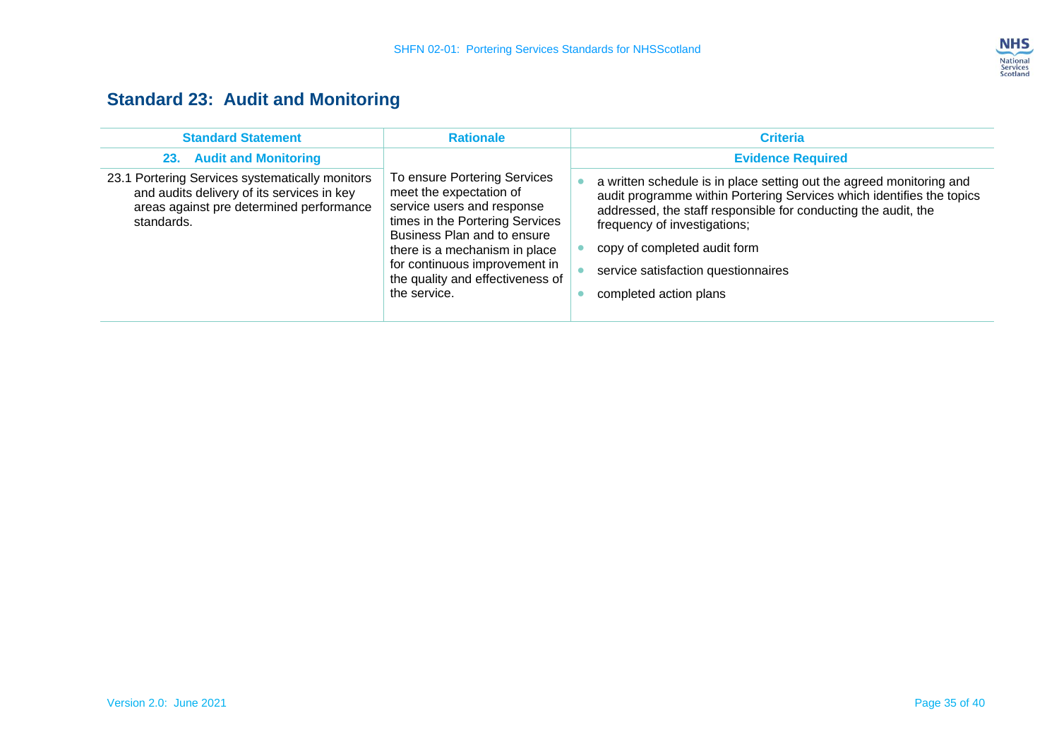## Standard 23: Audit and Monitoring

| Standard Statement | Rationale | Criteria |
|---|---|---|
| **23. Audit and Monitoring** | | **Evidence Required** |
| 23.1 Portering Services systematically monitors and audits delivery of its services in key areas against pre determined performance standards. | To ensure Portering Services meet the expectation of service users and response times in the Portering Services Business Plan and to ensure there is a mechanism in place for continuous improvement in the quality and effectiveness of the service. | • a written schedule is in place setting out the agreed monitoring and audit programme within Portering Services which identifies the topics addressed, the staff responsible for conducting the audit, the frequency of investigations;<br>• copy of completed audit form<br>• service satisfaction questionnaires<br>• completed action plans |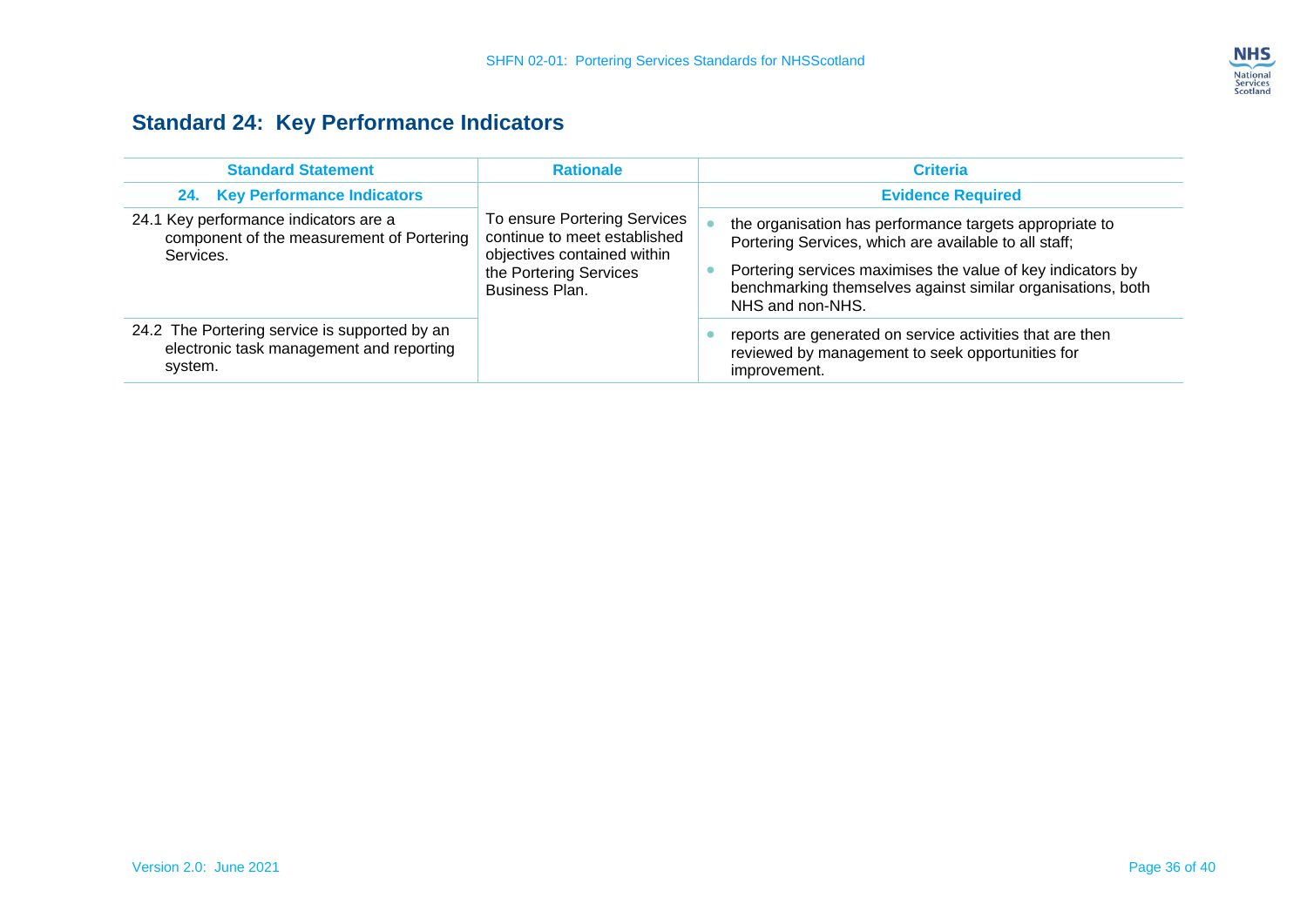## Standard 24: Key Performance Indicators

| Standard Statement | Rationale | Criteria |
|---|---|---|
| **24. Key Performance Indicators** | | **Evidence Required** |
| 24.1 Key performance indicators are a component of the measurement of Portering Services. | To ensure Portering Services continue to meet established objectives contained within the Portering Services Business Plan. | • the organisation has performance targets appropriate to Portering Services, which are available to all staff;<br>• Portering services maximises the value of key indicators by benchmarking themselves against similar organisations, both NHS and non-NHS. |
| 24.2 The Portering service is supported by an electronic task management and reporting system. | | • reports are generated on service activities that are then reviewed by management to seek opportunities for improvement. |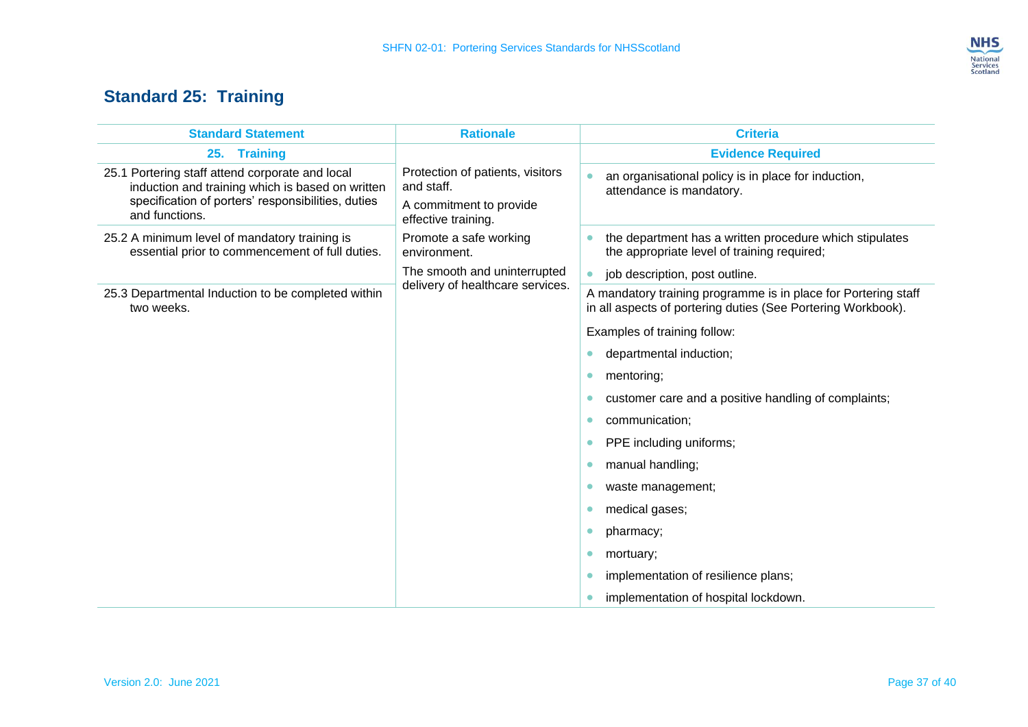## Standard 25: Training

| Standard Statement | Rationale | Criteria |
|---|---|---|
| **25. Training** | | **Evidence Required** |
| 25.1 Portering staff attend corporate and local induction and training which is based on written specification of porters' responsibilities, duties and functions. | Protection of patients, visitors and staff.<br><br>A commitment to provide effective training.<br><br>Promote a safe working environment.<br><br>The smooth and uninterrupted delivery of healthcare services. | • an organisational policy is in place for induction, attendance is mandatory. |
| 25.2 A minimum level of mandatory training is essential prior to commencement of full duties. | | • the department has a written procedure which stipulates the appropriate level of training required;<br>• job description, post outline. |
| 25.3 Departmental Induction to be completed within two weeks. | | A mandatory training programme is in place for Portering staff in all aspects of portering duties (See Portering Workbook).<br><br>Examples of training follow:<br>• departmental induction;<br>• mentoring;<br>• customer care and a positive handling of complaints;<br>• communication;<br>• PPE including uniforms;<br>• manual handling;<br>• waste management;<br>• medical gases;<br>• pharmacy;<br>• mortuary;<br>• implementation of resilience plans;<br>• implementation of hospital lockdown. |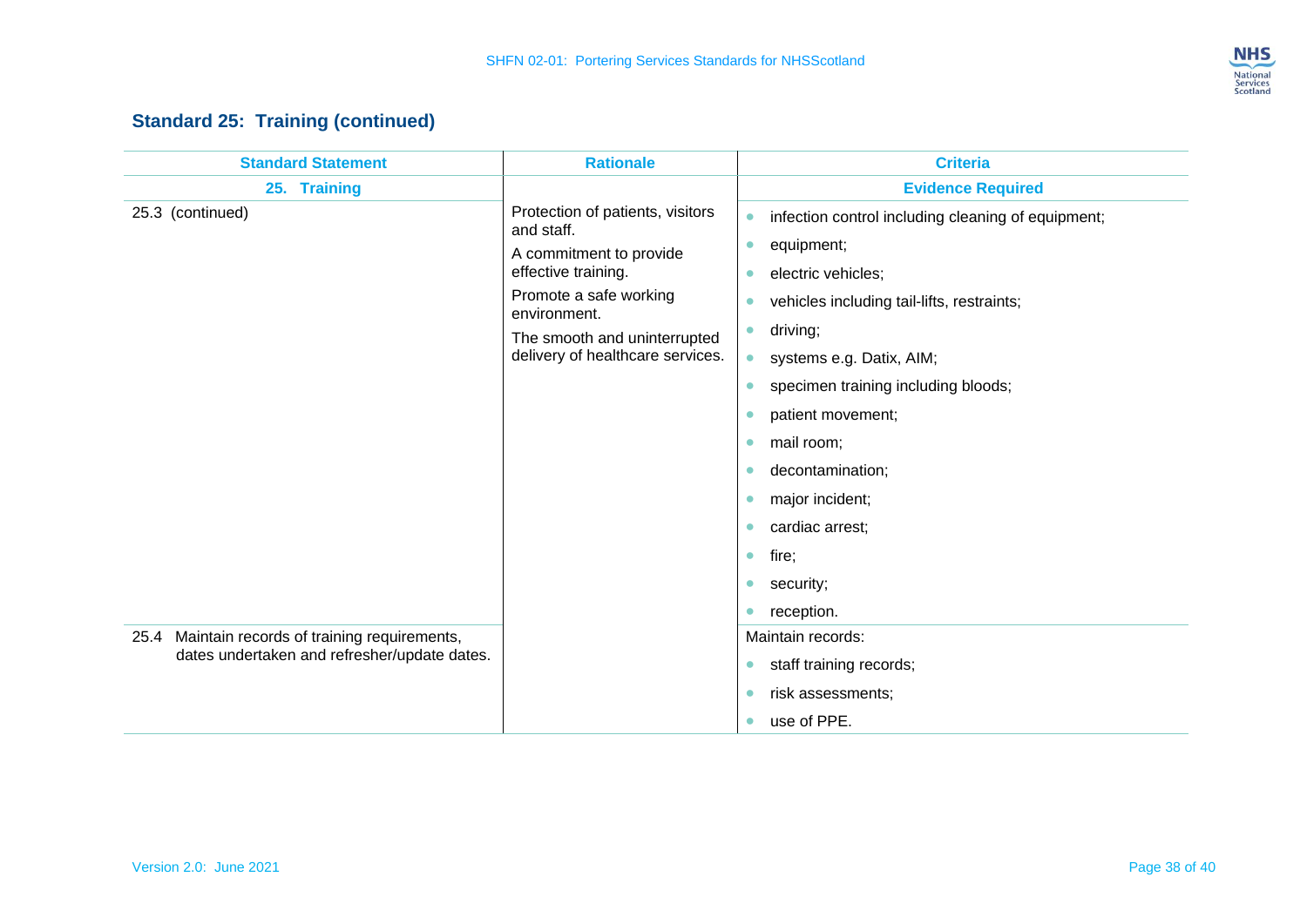## Standard 25: Training (continued)

| Standard Statement | Rationale | Criteria |
|---|---|---|
| **25. Training** | | **Evidence Required** |
| 25.3 (continued) | Protection of patients, visitors and staff.<br><br>A commitment to provide effective training.<br><br>Promote a safe working environment.<br><br>The smooth and uninterrupted delivery of healthcare services. | • infection control including cleaning of equipment;<br>• equipment;<br>• electric vehicles;<br>• vehicles including tail-lifts, restraints;<br>• driving;<br>• systems e.g. Datix, AIM;<br>• specimen training including bloods;<br>• patient movement;<br>• mail room;<br>• decontamination;<br>• major incident;<br>• cardiac arrest;<br>• fire;<br>• security;<br>• reception. |
| 25.4 Maintain records of training requirements, dates undertaken and refresher/update dates. | | Maintain records:<br>• staff training records;<br>• risk assessments;<br>• use of PPE. |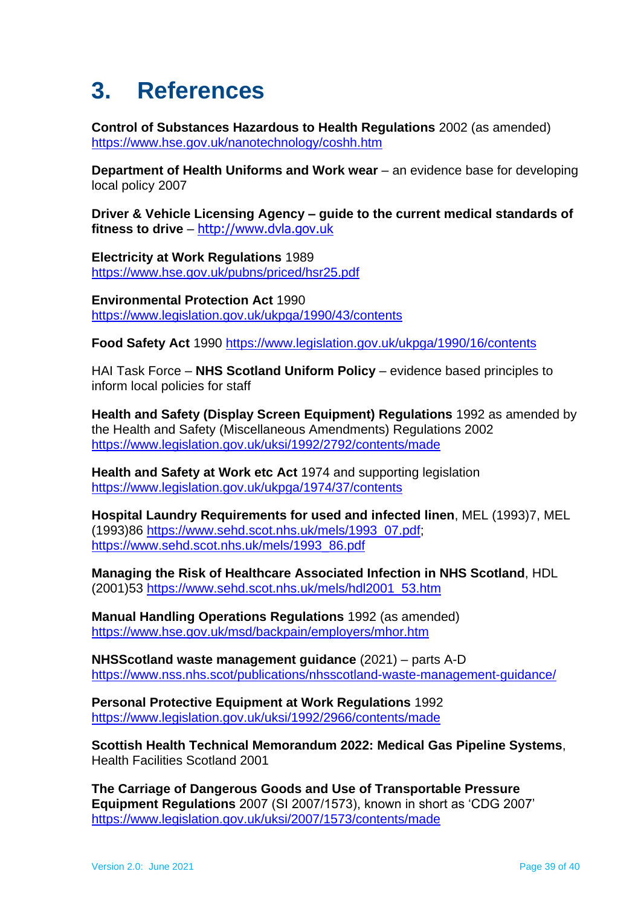# 3. References

**Control of Substances Hazardous to Health Regulations** 2002 (as amended) https://www.hse.gov.uk/nanotechnology/coshh.htm

**Department of Health Uniforms and Work wear** – an evidence base for developing local policy 2007

**Driver & Vehicle Licensing Agency – guide to the current medical standards of fitness to drive** – http://www.dvla.gov.uk

**Electricity at Work Regulations** 1989 https://www.hse.gov.uk/pubns/priced/hsr25.pdf

**Environmental Protection Act** 1990 https://www.legislation.gov.uk/ukpga/1990/43/contents

**Food Safety Act** 1990 https://www.legislation.gov.uk/ukpga/1990/16/contents

HAI Task Force – **NHS Scotland Uniform Policy** – evidence based principles to inform local policies for staff

**Health and Safety (Display Screen Equipment) Regulations** 1992 as amended by the Health and Safety (Miscellaneous Amendments) Regulations 2002 https://www.legislation.gov.uk/uksi/1992/2792/contents/made

**Health and Safety at Work etc Act** 1974 and supporting legislation https://www.legislation.gov.uk/ukpga/1974/37/contents

**Hospital Laundry Requirements for used and infected linen**, MEL (1993)7, MEL (1993)86 https://www.sehd.scot.nhs.uk/mels/1993_07.pdf; https://www.sehd.scot.nhs.uk/mels/1993_86.pdf

**Managing the Risk of Healthcare Associated Infection in NHS Scotland**, HDL (2001)53 https://www.sehd.scot.nhs.uk/mels/hdl2001_53.htm

**Manual Handling Operations Regulations** 1992 (as amended) https://www.hse.gov.uk/msd/backpain/employers/mhor.htm

**NHSScotland waste management guidance** (2021) – parts A-D https://www.nss.nhs.scot/publications/nhsscotland-waste-management-guidance/

**Personal Protective Equipment at Work Regulations** 1992 https://www.legislation.gov.uk/uksi/1992/2966/contents/made

**Scottish Health Technical Memorandum 2022: Medical Gas Pipeline Systems**, Health Facilities Scotland 2001

**The Carriage of Dangerous Goods and Use of Transportable Pressure Equipment Regulations** 2007 (SI 2007/1573), known in short as 'CDG 2007' https://www.legislation.gov.uk/uksi/2007/1573/contents/made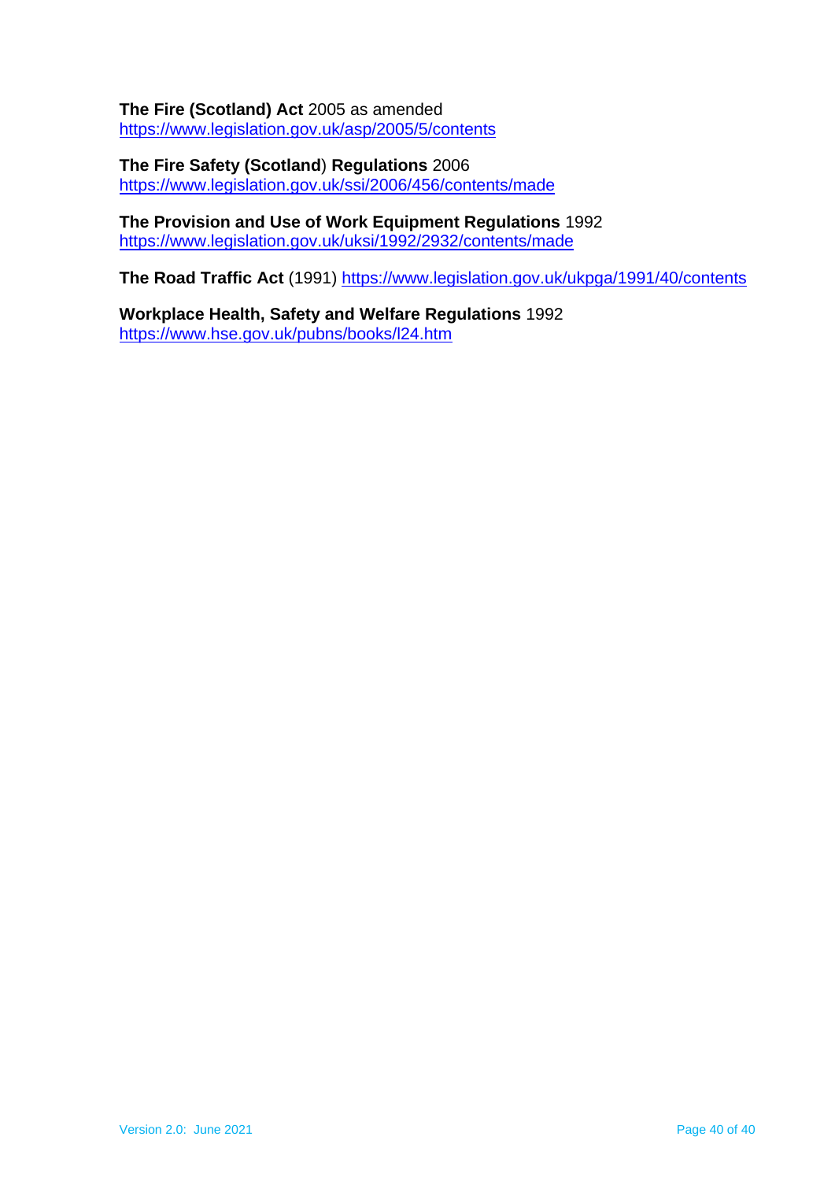**The Fire (Scotland) Act** 2005 as amended
https://www.legislation.gov.uk/asp/2005/5/contents

**The Fire Safety (Scotland**) **Regulations** 2006
https://www.legislation.gov.uk/ssi/2006/456/contents/made

**The Provision and Use of Work Equipment Regulations** 1992
https://www.legislation.gov.uk/uksi/1992/2932/contents/made

**The Road Traffic Act** (1991) https://www.legislation.gov.uk/ukpga/1991/40/contents

**Workplace Health, Safety and Welfare Regulations** 1992
https://www.hse.gov.uk/pubns/books/l24.htm